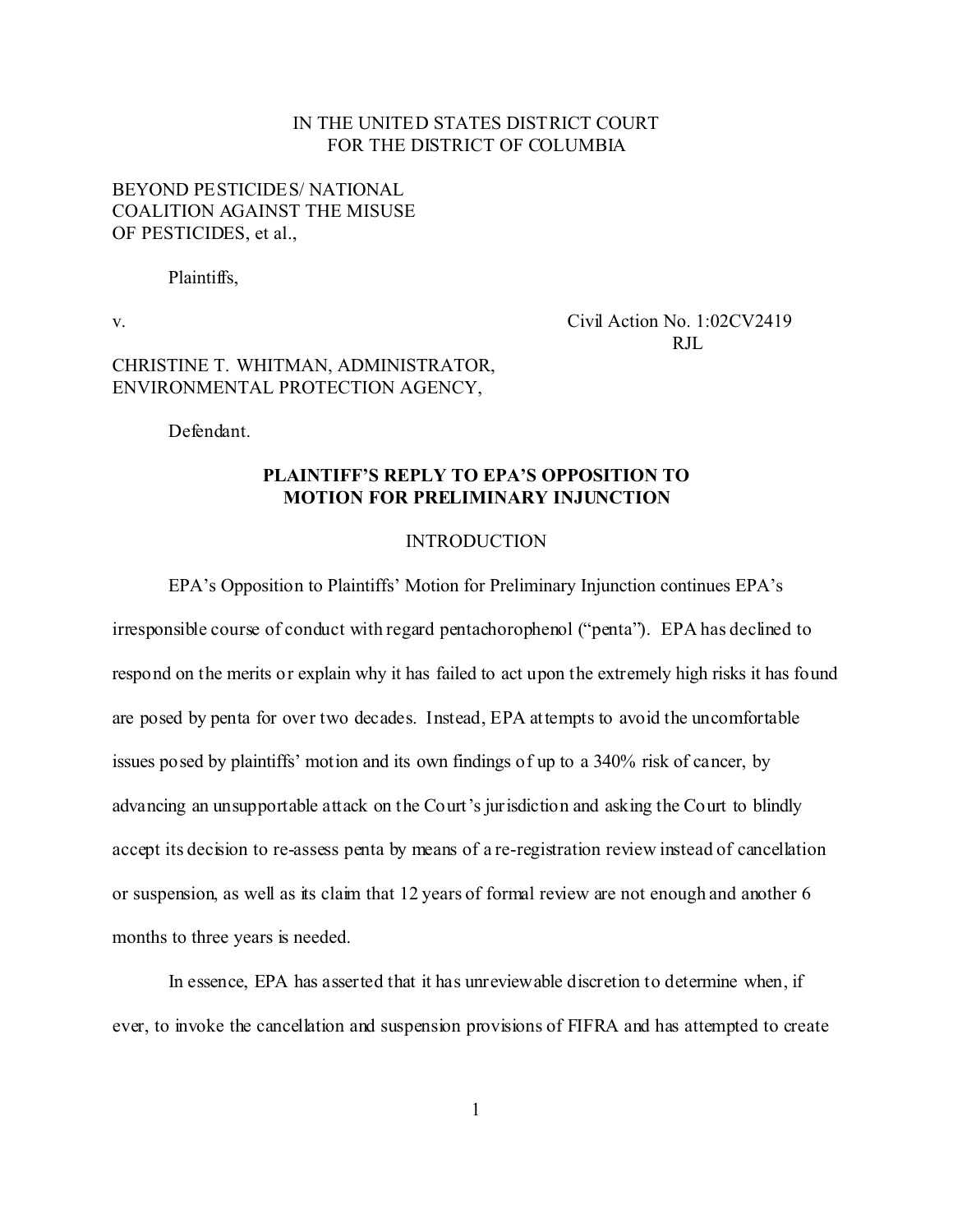IN THE UNITED STATES DISTRICT COURT
FOR THE DISTRICT OF COLUMBIA

BEYOND PESTICIDES/ NATIONAL
COALITION AGAINST THE MISUSE
OF PESTICIDES, et al.,

Plaintiffs,

v. Civil Action No. 1:02CV2419 RJL

CHRISTINE T. WHITMAN, ADMINISTRATOR,
ENVIRONMENTAL PROTECTION AGENCY,

Defendant.

**PLAINTIFF'S REPLY TO EPA'S OPPOSITION TO MOTION FOR PRELIMINARY INJUNCTION**

INTRODUCTION

EPA's Opposition to Plaintiffs' Motion for Preliminary Injunction continues EPA's irresponsible course of conduct with regard pentachorophenol ("penta"). EPA has declined to respond on the merits or explain why it has failed to act upon the extremely high risks it has found are posed by penta for over two decades. Instead, EPA attempts to avoid the uncomfortable issues posed by plaintiffs' motion and its own findings of up to a 340% risk of cancer, by advancing an unsupportable attack on the Court's jurisdiction and asking the Court to blindly accept its decision to re-assess penta by means of a re-registration review instead of cancellation or suspension, as well as its claim that 12 years of formal review are not enough and another 6 months to three years is needed.

In essence, EPA has asserted that it has unreviewable discretion to determine when, if ever, to invoke the cancellation and suspension provisions of FIFRA and has attempted to create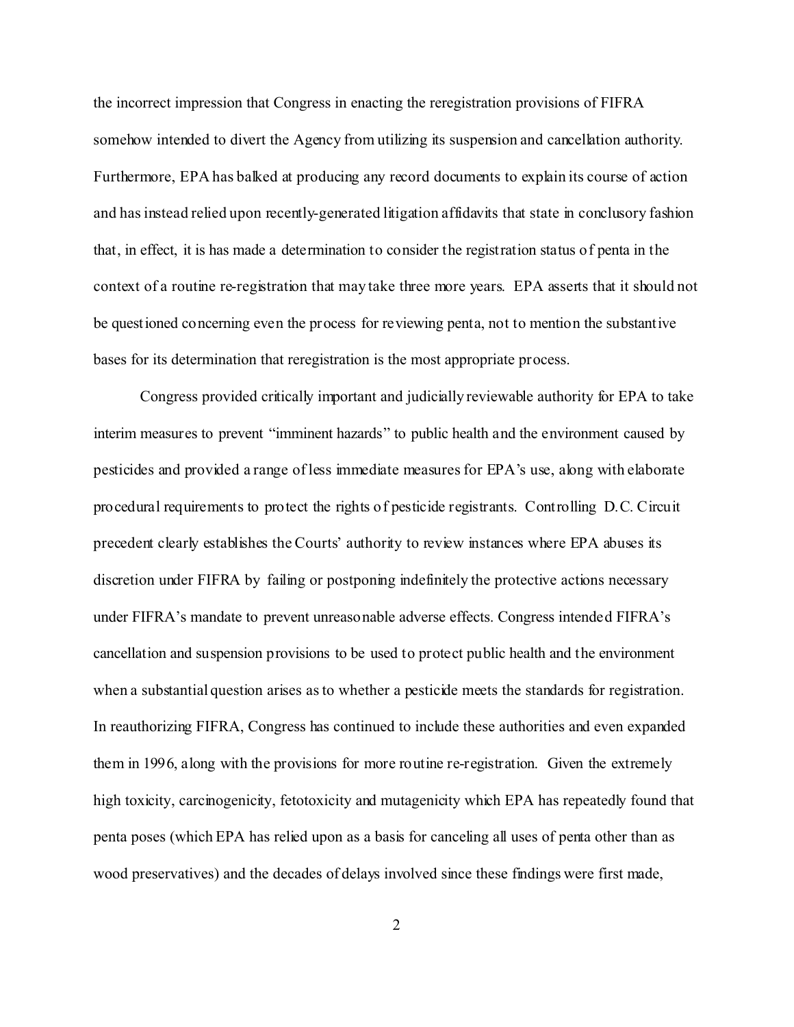the incorrect impression that Congress in enacting the reregistration provisions of FIFRA somehow intended to divert the Agency from utilizing its suspension and cancellation authority. Furthermore, EPA has balked at producing any record documents to explain its course of action and has instead relied upon recently-generated litigation affidavits that state in conclusory fashion that, in effect, it is has made a determination to consider the registration status of penta in the context of a routine re-registration that may take three more years. EPA asserts that it should not be questioned concerning even the process for reviewing penta, not to mention the substantive bases for its determination that reregistration is the most appropriate process.

Congress provided critically important and judicially reviewable authority for EPA to take interim measures to prevent "imminent hazards" to public health and the environment caused by pesticides and provided a range of less immediate measures for EPA's use, along with elaborate procedural requirements to protect the rights of pesticide registrants. Controlling D.C. Circuit precedent clearly establishes the Courts' authority to review instances where EPA abuses its discretion under FIFRA by failing or postponing indefinitely the protective actions necessary under FIFRA's mandate to prevent unreasonable adverse effects. Congress intended FIFRA's cancellation and suspension provisions to be used to protect public health and the environment when a substantial question arises as to whether a pesticide meets the standards for registration. In reauthorizing FIFRA, Congress has continued to include these authorities and even expanded them in 1996, along with the provisions for more routine re-registration. Given the extremely high toxicity, carcinogenicity, fetotoxicity and mutagenicity which EPA has repeatedly found that penta poses (which EPA has relied upon as a basis for canceling all uses of penta other than as wood preservatives) and the decades of delays involved since these findings were first made,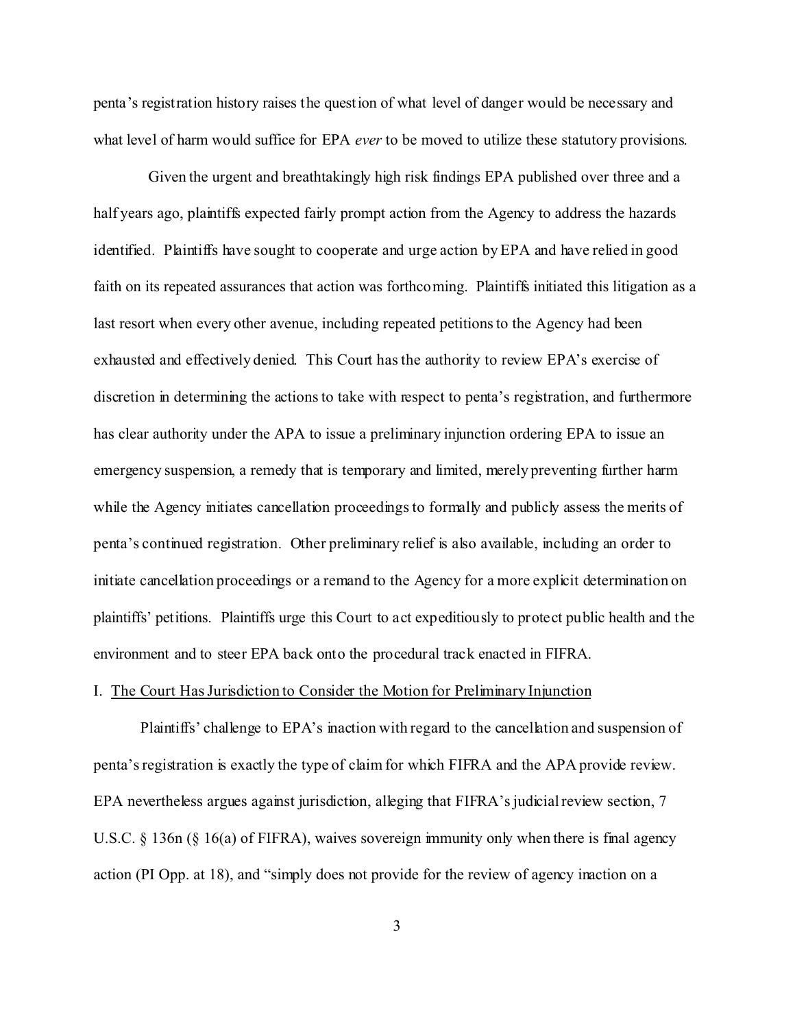penta's registration history raises the question of what level of danger would be necessary and what level of harm would suffice for EPA *ever* to be moved to utilize these statutory provisions.

Given the urgent and breathtakingly high risk findings EPA published over three and a half years ago, plaintiffs expected fairly prompt action from the Agency to address the hazards identified. Plaintiffs have sought to cooperate and urge action by EPA and have relied in good faith on its repeated assurances that action was forthcoming. Plaintiffs initiated this litigation as a last resort when every other avenue, including repeated petitions to the Agency had been exhausted and effectively denied. This Court has the authority to review EPA's exercise of discretion in determining the actions to take with respect to penta's registration, and furthermore has clear authority under the APA to issue a preliminary injunction ordering EPA to issue an emergency suspension, a remedy that is temporary and limited, merely preventing further harm while the Agency initiates cancellation proceedings to formally and publicly assess the merits of penta's continued registration. Other preliminary relief is also available, including an order to initiate cancellation proceedings or a remand to the Agency for a more explicit determination on plaintiffs' petitions. Plaintiffs urge this Court to act expeditiously to protect public health and the environment and to steer EPA back onto the procedural track enacted in FIFRA.

## I. The Court Has Jurisdiction to Consider the Motion for Preliminary Injunction

Plaintiffs' challenge to EPA's inaction with regard to the cancellation and suspension of penta's registration is exactly the type of claim for which FIFRA and the APA provide review. EPA nevertheless argues against jurisdiction, alleging that FIFRA's judicial review section, 7 U.S.C. § 136n (§ 16(a) of FIFRA), waives sovereign immunity only when there is final agency action (PI Opp. at 18), and "simply does not provide for the review of agency inaction on a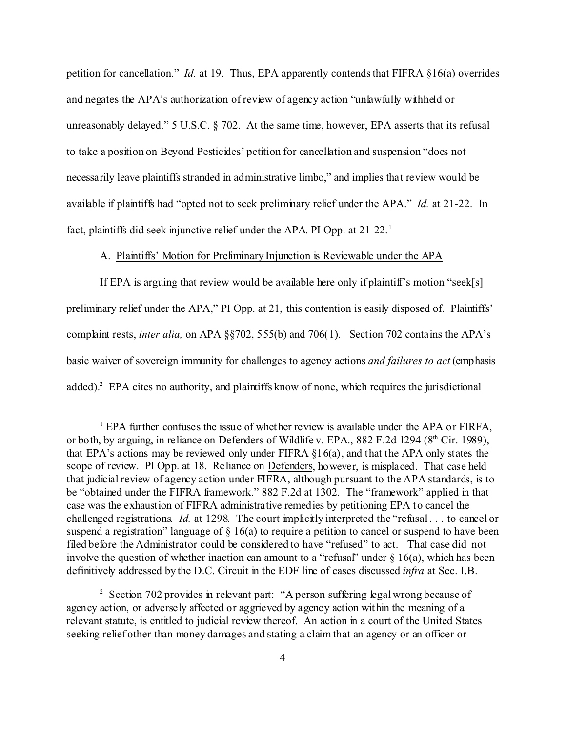petition for cancellation." *Id.* at 19. Thus, EPA apparently contends that FIFRA §16(a) overrides and negates the APA's authorization of review of agency action "unlawfully withheld or unreasonably delayed." 5 U.S.C. § 702. At the same time, however, EPA asserts that its refusal to take a position on Beyond Pesticides' petition for cancellation and suspension "does not necessarily leave plaintiffs stranded in administrative limbo," and implies that review would be available if plaintiffs had "opted not to seek preliminary relief under the APA." *Id.* at 21-22. In fact, plaintiffs did seek injunctive relief under the APA. PI Opp. at 21-22.[1]

A. Plaintiffs' Motion for Preliminary Injunction is Reviewable under the APA

If EPA is arguing that review would be available here only if plaintiff's motion "seek[s] preliminary relief under the APA," PI Opp. at 21, this contention is easily disposed of. Plaintiffs' complaint rests, *inter alia,* on APA §§702, 555(b) and 706(1). Section 702 contains the APA's basic waiver of sovereign immunity for challenges to agency actions *and failures to act* (emphasis added).[2] EPA cites no authority, and plaintiffs know of none, which requires the jurisdictional

---

[1] EPA further confuses the issue of whether review is available under the APA or FIRFA, or both, by arguing, in reliance on Defenders of Wildlife v. EPA., 882 F.2d 1294 (8th Cir. 1989), that EPA's actions may be reviewed only under FIFRA §16(a), and that the APA only states the scope of review. PI Opp. at 18. Reliance on Defenders, however, is misplaced. That case held that judicial review of agency action under FIFRA, although pursuant to the APA standards, is to be "obtained under the FIFRA framework." 882 F.2d at 1302. The "framework" applied in that case was the exhaustion of FIFRA administrative remedies by petitioning EPA to cancel the challenged registrations. *Id.* at 1298. The court implicitly interpreted the "refusal . . . to cancel or suspend a registration" language of § 16(a) to require a petition to cancel or suspend to have been filed before the Administrator could be considered to have "refused" to act. That case did not involve the question of whether inaction can amount to a "refusal" under § 16(a), which has been definitively addressed by the D.C. Circuit in the EDF line of cases discussed *infra* at Sec. I.B.

[2] Section 702 provides in relevant part: "A person suffering legal wrong because of agency action, or adversely affected or aggrieved by agency action within the meaning of a relevant statute, is entitled to judicial review thereof. An action in a court of the United States seeking relief other than money damages and stating a claim that an agency or an officer or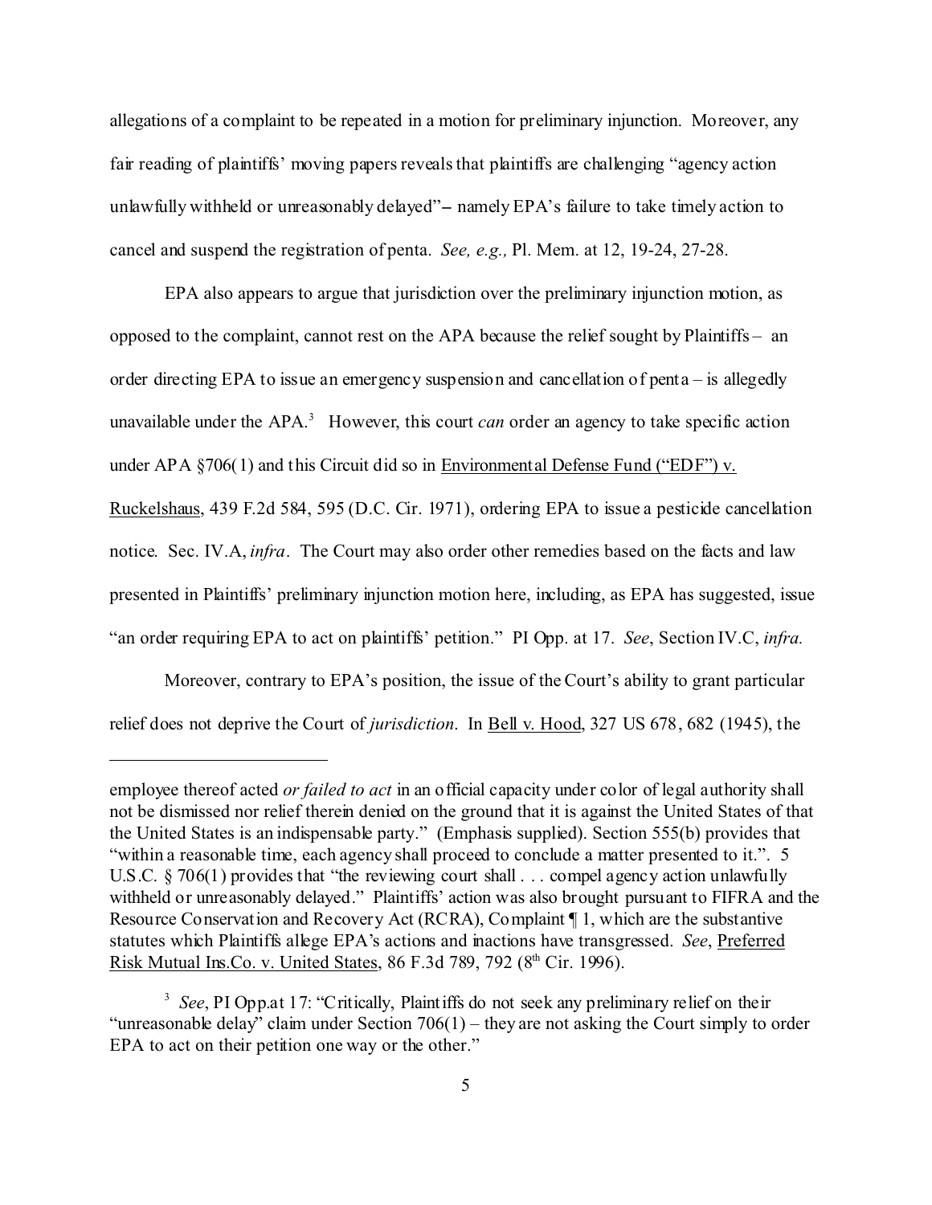allegations of a complaint to be repeated in a motion for preliminary injunction. Moreover, any fair reading of plaintiffs' moving papers reveals that plaintiffs are challenging "agency action unlawfully withheld or unreasonably delayed"– namely EPA's failure to take timely action to cancel and suspend the registration of penta. *See, e.g.,* Pl. Mem. at 12, 19-24, 27-28.

EPA also appears to argue that jurisdiction over the preliminary injunction motion, as opposed to the complaint, cannot rest on the APA because the relief sought by Plaintiffs – an order directing EPA to issue an emergency suspension and cancellation of penta – is allegedly unavailable under the APA.[3] However, this court *can* order an agency to take specific action under APA §706(1) and this Circuit did so in Environmental Defense Fund ("EDF") v. Ruckelshaus, 439 F.2d 584, 595 (D.C. Cir. 1971), ordering EPA to issue a pesticide cancellation notice. Sec. IV.A, *infra*. The Court may also order other remedies based on the facts and law presented in Plaintiffs' preliminary injunction motion here, including, as EPA has suggested, issue "an order requiring EPA to act on plaintiffs' petition." PI Opp. at 17. *See*, Section IV.C, *infra.*

Moreover, contrary to EPA's position, the issue of the Court's ability to grant particular relief does not deprive the Court of *jurisdiction*. In Bell v. Hood, 327 US 678, 682 (1945), the

---

employee thereof acted *or failed to act* in an official capacity under color of legal authority shall not be dismissed nor relief therein denied on the ground that it is against the United States of that the United States is an indispensable party." (Emphasis supplied). Section 555(b) provides that "within a reasonable time, each agency shall proceed to conclude a matter presented to it.". 5 U.S.C. § 706(1) provides that "the reviewing court shall . . . compel agency action unlawfully withheld or unreasonably delayed." Plaintiffs' action was also brought pursuant to FIFRA and the Resource Conservation and Recovery Act (RCRA), Complaint ¶ 1, which are the substantive statutes which Plaintiffs allege EPA's actions and inactions have transgressed. *See*, Preferred Risk Mutual Ins.Co. v. United States, 86 F.3d 789, 792 (8th Cir. 1996).

[3] *See*, PI Opp.at 17: "Critically, Plaintiffs do not seek any preliminary relief on their "unreasonable delay" claim under Section 706(1) – they are not asking the Court simply to order EPA to act on their petition one way or the other."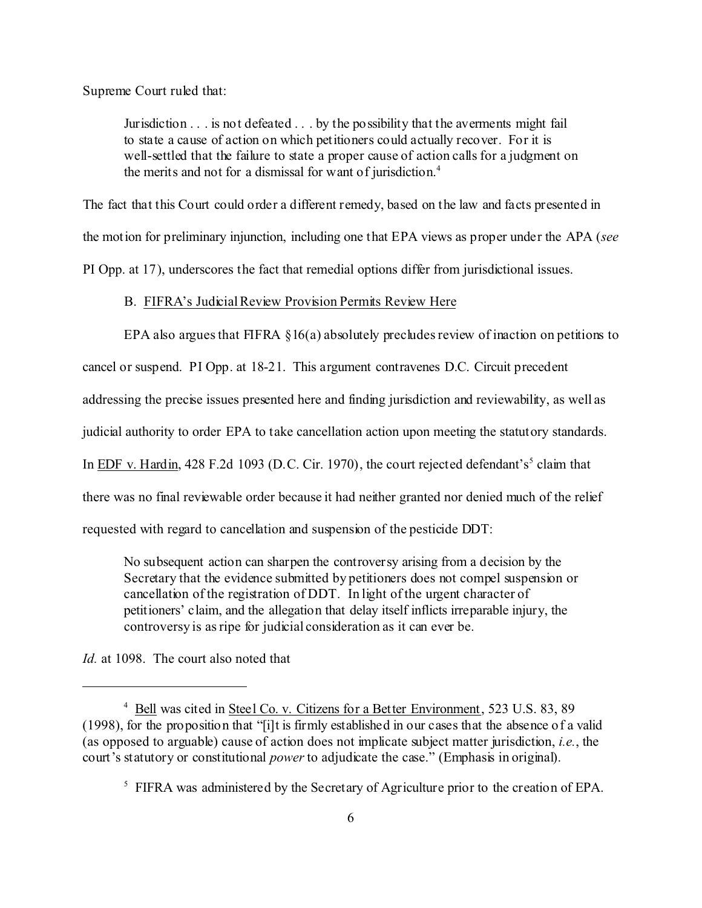Supreme Court ruled that:

> Jurisdiction . . . is not defeated . . . by the possibility that the averments might fail to state a cause of action on which petitioners could actually recover. For it is well-settled that the failure to state a proper cause of action calls for a judgment on the merits and not for a dismissal for want of jurisdiction.[4]

The fact that this Court could order a different remedy, based on the law and facts presented in the motion for preliminary injunction, including one that EPA views as proper under the APA (*see* PI Opp. at 17), underscores the fact that remedial options differ from jurisdictional issues.

B. <u>FIFRA's Judicial Review Provision Permits Review Here</u>

EPA also argues that FIFRA §16(a) absolutely precludes review of inaction on petitions to cancel or suspend. PI Opp. at 18-21. This argument contravenes D.C. Circuit precedent addressing the precise issues presented here and finding jurisdiction and reviewability, as well as judicial authority to order EPA to take cancellation action upon meeting the statutory standards. In <u>EDF v. Hardin</u>, 428 F.2d 1093 (D.C. Cir. 1970), the court rejected defendant's[5] claim that there was no final reviewable order because it had neither granted nor denied much of the relief requested with regard to cancellation and suspension of the pesticide DDT:

> No subsequent action can sharpen the controversy arising from a decision by the Secretary that the evidence submitted by petitioners does not compel suspension or cancellation of the registration of DDT. In light of the urgent character of petitioners' claim, and the allegation that delay itself inflicts irreparable injury, the controversy is as ripe for judicial consideration as it can ever be.

*Id.* at 1098. The court also noted that

---

[4] <u>Bell</u> was cited in <u>Steel Co. v. Citizens for a Better Environment</u>, 523 U.S. 83, 89 (1998), for the proposition that "[i]t is firmly established in our cases that the absence of a valid (as opposed to arguable) cause of action does not implicate subject matter jurisdiction, *i.e.*, the court's statutory or constitutional *power* to adjudicate the case." (Emphasis in original).

[5] FIFRA was administered by the Secretary of Agriculture prior to the creation of EPA.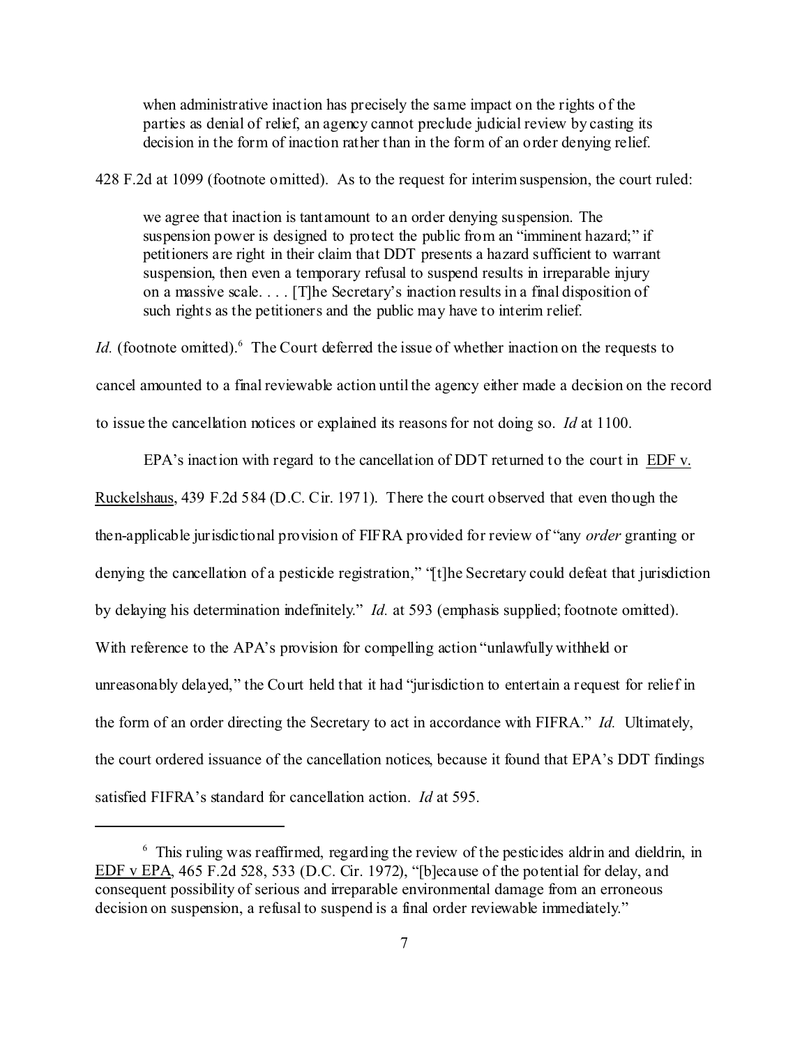> when administrative inaction has precisely the same impact on the rights of the parties as denial of relief, an agency cannot preclude judicial review by casting its decision in the form of inaction rather than in the form of an order denying relief.

428 F.2d at 1099 (footnote omitted). As to the request for interim suspension, the court ruled:

> we agree that inaction is tantamount to an order denying suspension. The suspension power is designed to protect the public from an "imminent hazard;" if petitioners are right in their claim that DDT presents a hazard sufficient to warrant suspension, then even a temporary refusal to suspend results in irreparable injury on a massive scale. . . . [T]he Secretary's inaction results in a final disposition of such rights as the petitioners and the public may have to interim relief.

*Id.* (footnote omitted).[6] The Court deferred the issue of whether inaction on the requests to cancel amounted to a final reviewable action until the agency either made a decision on the record to issue the cancellation notices or explained its reasons for not doing so. *Id* at 1100.

EPA's inaction with regard to the cancellation of DDT returned to the court in EDF v. Ruckelshaus, 439 F.2d 584 (D.C. Cir. 1971). There the court observed that even though the then-applicable jurisdictional provision of FIFRA provided for review of "any *order* granting or denying the cancellation of a pesticide registration," "[t]he Secretary could defeat that jurisdiction by delaying his determination indefinitely." *Id.* at 593 (emphasis supplied; footnote omitted). With reference to the APA's provision for compelling action "unlawfully withheld or unreasonably delayed," the Court held that it had "jurisdiction to entertain a request for relief in the form of an order directing the Secretary to act in accordance with FIFRA." *Id.* Ultimately, the court ordered issuance of the cancellation notices, because it found that EPA's DDT findings satisfied FIFRA's standard for cancellation action. *Id* at 595.

---

[6] This ruling was reaffirmed, regarding the review of the pesticides aldrin and dieldrin, in EDF v EPA, 465 F.2d 528, 533 (D.C. Cir. 1972), "[b]ecause of the potential for delay, and consequent possibility of serious and irreparable environmental damage from an erroneous decision on suspension, a refusal to suspend is a final order reviewable immediately."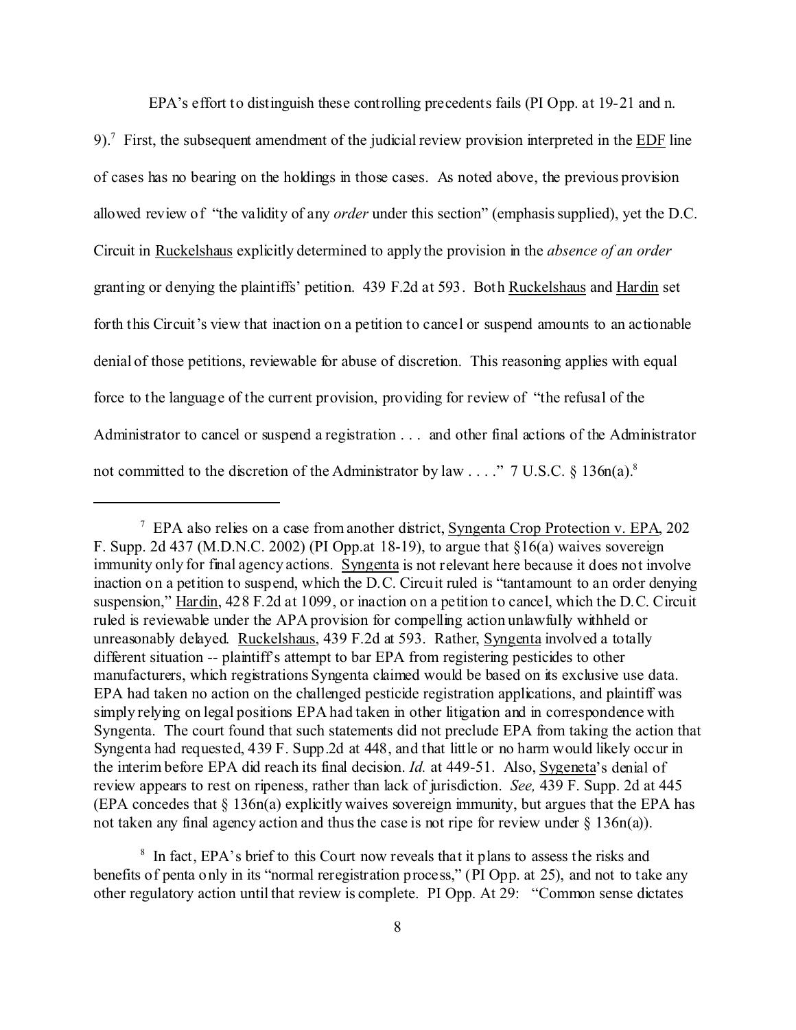EPA's effort to distinguish these controlling precedents fails (PI Opp. at 19-21 and n. 9).[7] First, the subsequent amendment of the judicial review provision interpreted in the EDF line of cases has no bearing on the holdings in those cases. As noted above, the previous provision allowed review of "the validity of any *order* under this section" (emphasis supplied), yet the D.C. Circuit in Ruckelshaus explicitly determined to apply the provision in the *absence of an order* granting or denying the plaintiffs' petition. 439 F.2d at 593. Both Ruckelshaus and Hardin set forth this Circuit's view that inaction on a petition to cancel or suspend amounts to an actionable denial of those petitions, reviewable for abuse of discretion. This reasoning applies with equal force to the language of the current provision, providing for review of "the refusal of the Administrator to cancel or suspend a registration . . . and other final actions of the Administrator not committed to the discretion of the Administrator by law . . . ." 7 U.S.C. § 136n(a).[8]

---

[7] EPA also relies on a case from another district, Syngenta Crop Protection v. EPA, 202 F. Supp. 2d 437 (M.D.N.C. 2002) (PI Opp.at 18-19), to argue that §16(a) waives sovereign immunity only for final agency actions. Syngenta is not relevant here because it does not involve inaction on a petition to suspend, which the D.C. Circuit ruled is "tantamount to an order denying suspension," Hardin, 428 F.2d at 1099, or inaction on a petition to cancel, which the D.C. Circuit ruled is reviewable under the APA provision for compelling action unlawfully withheld or unreasonably delayed. Ruckelshaus, 439 F.2d at 593. Rather, Syngenta involved a totally different situation -- plaintiff's attempt to bar EPA from registering pesticides to other manufacturers, which registrations Syngenta claimed would be based on its exclusive use data. EPA had taken no action on the challenged pesticide registration applications, and plaintiff was simply relying on legal positions EPA had taken in other litigation and in correspondence with Syngenta. The court found that such statements did not preclude EPA from taking the action that Syngenta had requested, 439 F. Supp.2d at 448, and that little or no harm would likely occur in the interim before EPA did reach its final decision. *Id.* at 449-51. Also, Sygeneta's denial of review appears to rest on ripeness, rather than lack of jurisdiction. *See,* 439 F. Supp. 2d at 445 (EPA concedes that § 136n(a) explicitly waives sovereign immunity, but argues that the EPA has not taken any final agency action and thus the case is not ripe for review under § 136n(a)).

[8] In fact, EPA's brief to this Court now reveals that it plans to assess the risks and benefits of penta only in its "normal reregistration process," (PI Opp. at 25), and not to take any other regulatory action until that review is complete. PI Opp. At 29: "Common sense dictates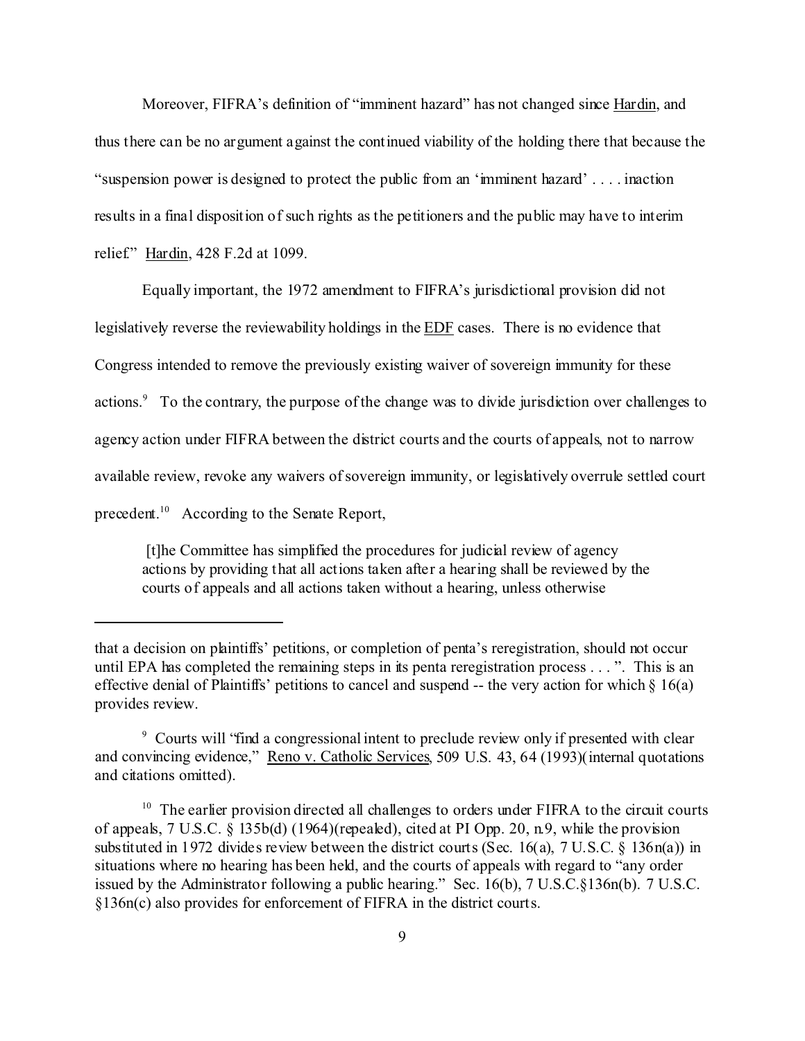Moreover, FIFRA's definition of "imminent hazard" has not changed since Hardin, and thus there can be no argument against the continued viability of the holding there that because the "suspension power is designed to protect the public from an 'imminent hazard' . . . . inaction results in a final disposition of such rights as the petitioners and the public may have to interim relief." Hardin, 428 F.2d at 1099.

Equally important, the 1972 amendment to FIFRA's jurisdictional provision did not legislatively reverse the reviewability holdings in the EDF cases. There is no evidence that Congress intended to remove the previously existing waiver of sovereign immunity for these actions.[9] To the contrary, the purpose of the change was to divide jurisdiction over challenges to agency action under FIFRA between the district courts and the courts of appeals, not to narrow available review, revoke any waivers of sovereign immunity, or legislatively overrule settled court precedent.[10] According to the Senate Report,

> [t]he Committee has simplified the procedures for judicial review of agency actions by providing that all actions taken after a hearing shall be reviewed by the courts of appeals and all actions taken without a hearing, unless otherwise

---

that a decision on plaintiffs' petitions, or completion of penta's reregistration, should not occur until EPA has completed the remaining steps in its penta reregistration process . . . ". This is an effective denial of Plaintiffs' petitions to cancel and suspend -- the very action for which § 16(a) provides review.

[9] Courts will "find a congressional intent to preclude review only if presented with clear and convincing evidence," Reno v. Catholic Services, 509 U.S. 43, 64 (1993)(internal quotations and citations omitted).

[10] The earlier provision directed all challenges to orders under FIFRA to the circuit courts of appeals, 7 U.S.C. § 135b(d) (1964)(repealed), cited at PI Opp. 20, n.9, while the provision substituted in 1972 divides review between the district courts (Sec. 16(a), 7 U.S.C. § 136n(a)) in situations where no hearing has been held, and the courts of appeals with regard to "any order issued by the Administrator following a public hearing." Sec. 16(b), 7 U.S.C.§136n(b). 7 U.S.C. §136n(c) also provides for enforcement of FIFRA in the district courts.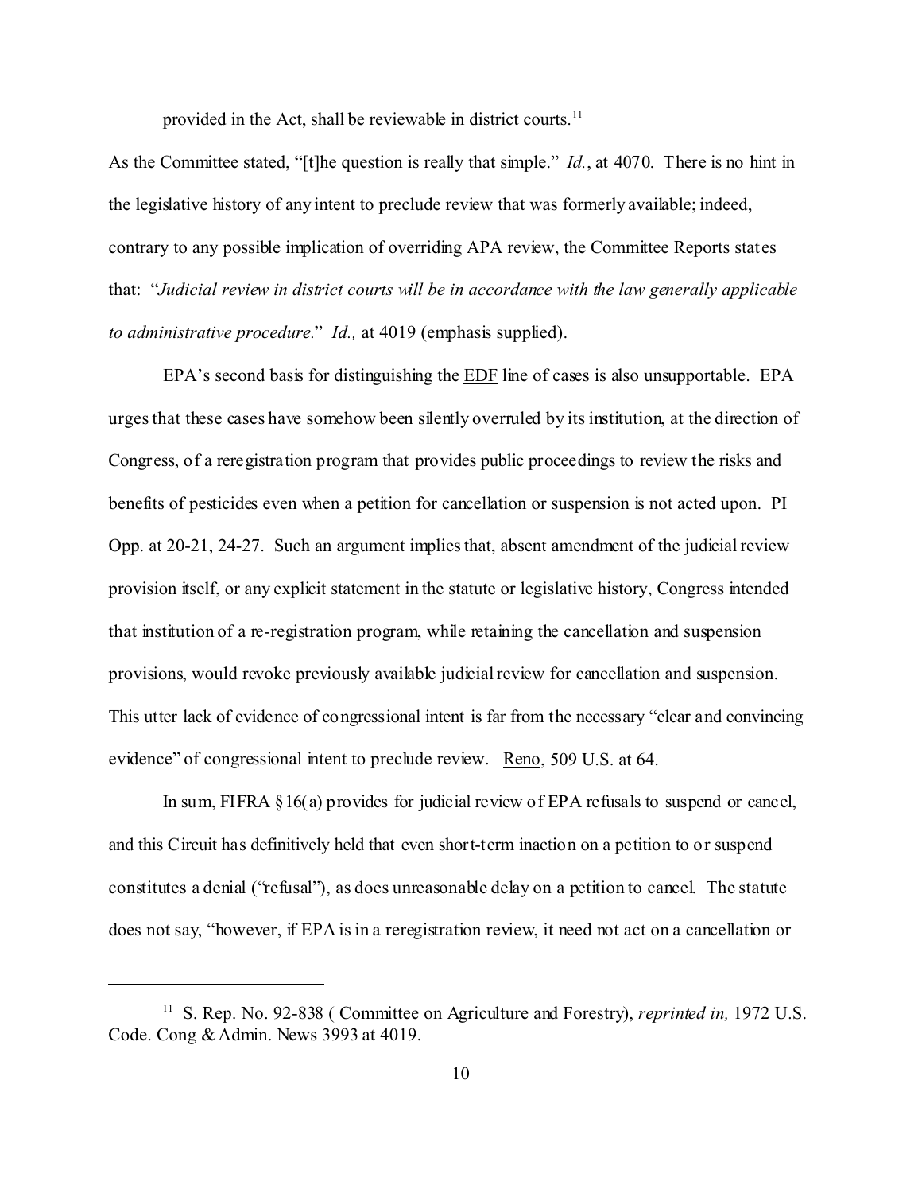provided in the Act, shall be reviewable in district courts.[11]

As the Committee stated, "[t]he question is really that simple." *Id.*, at 4070. There is no hint in the legislative history of any intent to preclude review that was formerly available; indeed, contrary to any possible implication of overriding APA review, the Committee Reports states that: "*Judicial review in district courts will be in accordance with the law generally applicable to administrative procedure.*" *Id.,* at 4019 (emphasis supplied).

EPA's second basis for distinguishing the EDF line of cases is also unsupportable. EPA urges that these cases have somehow been silently overruled by its institution, at the direction of Congress, of a reregistration program that provides public proceedings to review the risks and benefits of pesticides even when a petition for cancellation or suspension is not acted upon. PI Opp. at 20-21, 24-27. Such an argument implies that, absent amendment of the judicial review provision itself, or any explicit statement in the statute or legislative history, Congress intended that institution of a re-registration program, while retaining the cancellation and suspension provisions, would revoke previously available judicial review for cancellation and suspension. This utter lack of evidence of congressional intent is far from the necessary "clear and convincing evidence" of congressional intent to preclude review. Reno, 509 U.S. at 64.

In sum, FIFRA §16(a) provides for judicial review of EPA refusals to suspend or cancel, and this Circuit has definitively held that even short-term inaction on a petition to or suspend constitutes a denial ("refusal"), as does unreasonable delay on a petition to cancel. The statute does not say, "however, if EPA is in a reregistration review, it need not act on a cancellation or

---

[11] S. Rep. No. 92-838 ( Committee on Agriculture and Forestry), *reprinted in,* 1972 U.S. Code. Cong & Admin. News 3993 at 4019.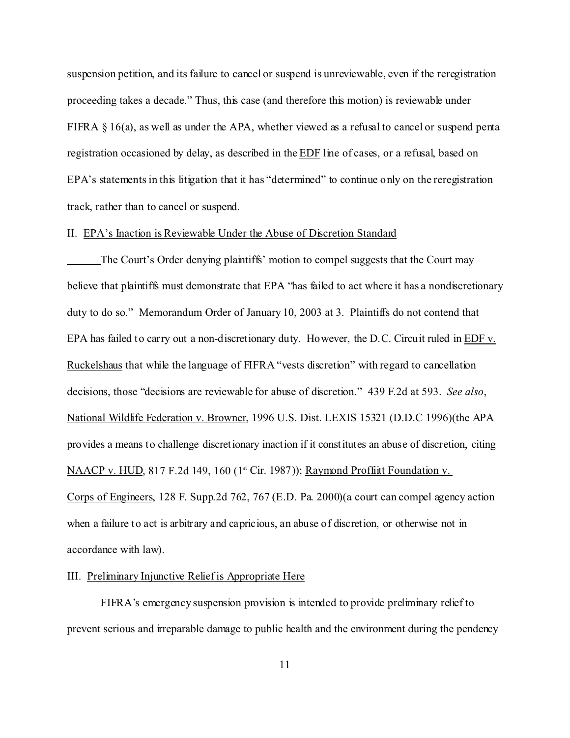suspension petition, and its failure to cancel or suspend is unreviewable, even if the reregistration proceeding takes a decade." Thus, this case (and therefore this motion) is reviewable under FIFRA § 16(a), as well as under the APA, whether viewed as a refusal to cancel or suspend penta registration occasioned by delay, as described in the EDF line of cases, or a refusal, based on EPA's statements in this litigation that it has "determined" to continue only on the reregistration track, rather than to cancel or suspend.

## II. EPA's Inaction is Reviewable Under the Abuse of Discretion Standard

The Court's Order denying plaintiffs' motion to compel suggests that the Court may believe that plaintiffs must demonstrate that EPA "has failed to act where it has a nondiscretionary duty to do so." Memorandum Order of January 10, 2003 at 3. Plaintiffs do not contend that EPA has failed to carry out a non-discretionary duty. However, the D.C. Circuit ruled in EDF v. Ruckelshaus that while the language of FIFRA "vests discretion" with regard to cancellation decisions, those "decisions are reviewable for abuse of discretion." 439 F.2d at 593. *See also*, National Wildlife Federation v. Browner, 1996 U.S. Dist. LEXIS 15321 (D.D.C 1996)(the APA provides a means to challenge discretionary inaction if it constitutes an abuse of discretion, citing NAACP v. HUD, 817 F.2d 149, 160 (1st Cir. 1987)); Raymond Proffiitt Foundation v. Corps of Engineers, 128 F. Supp.2d 762, 767 (E.D. Pa. 2000)(a court can compel agency action when a failure to act is arbitrary and capricious, an abuse of discretion, or otherwise not in accordance with law).

## III. Preliminary Injunctive Relief is Appropriate Here

FIFRA's emergency suspension provision is intended to provide preliminary relief to prevent serious and irreparable damage to public health and the environment during the pendency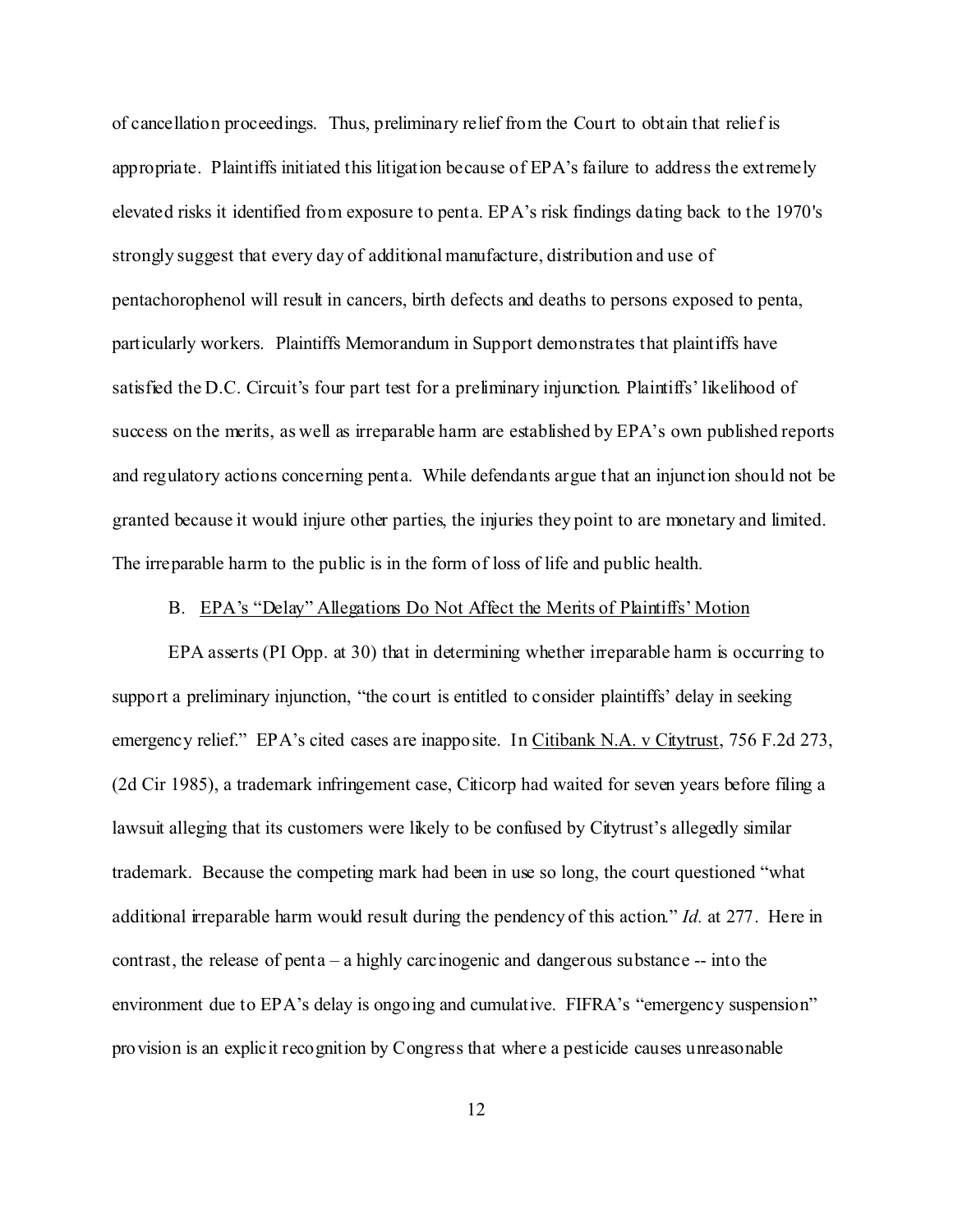of cancellation proceedings. Thus, preliminary relief from the Court to obtain that relief is appropriate. Plaintiffs initiated this litigation because of EPA's failure to address the extremely elevated risks it identified from exposure to penta. EPA's risk findings dating back to the 1970's strongly suggest that every day of additional manufacture, distribution and use of pentachorophenol will result in cancers, birth defects and deaths to persons exposed to penta, particularly workers. Plaintiffs Memorandum in Support demonstrates that plaintiffs have satisfied the D.C. Circuit's four part test for a preliminary injunction. Plaintiffs' likelihood of success on the merits, as well as irreparable harm are established by EPA's own published reports and regulatory actions concerning penta. While defendants argue that an injunction should not be granted because it would injure other parties, the injuries they point to are monetary and limited. The irreparable harm to the public is in the form of loss of life and public health.

B. <u>EPA's "Delay" Allegations Do Not Affect the Merits of Plaintiffs' Motion</u>

EPA asserts (PI Opp. at 30) that in determining whether irreparable harm is occurring to support a preliminary injunction, "the court is entitled to consider plaintiffs' delay in seeking emergency relief." EPA's cited cases are inapposite. In <u>Citibank N.A. v Citytrust</u>, 756 F.2d 273, (2d Cir 1985), a trademark infringement case, Citicorp had waited for seven years before filing a lawsuit alleging that its customers were likely to be confused by Citytrust's allegedly similar trademark. Because the competing mark had been in use so long, the court questioned "what additional irreparable harm would result during the pendency of this action." *Id.* at 277. Here in contrast, the release of penta – a highly carcinogenic and dangerous substance -- into the environment due to EPA's delay is ongoing and cumulative. FIFRA's "emergency suspension" provision is an explicit recognition by Congress that where a pesticide causes unreasonable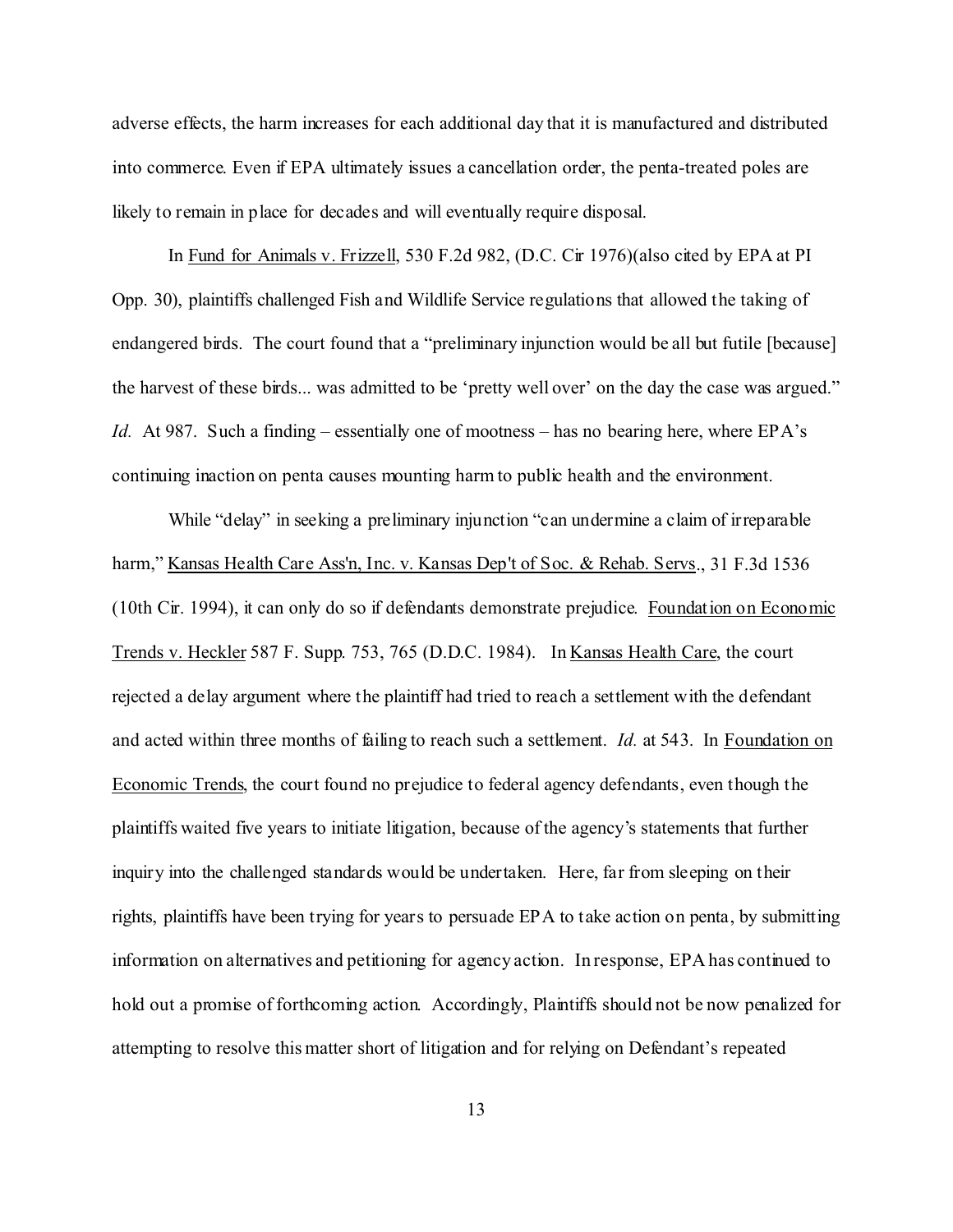adverse effects, the harm increases for each additional day that it is manufactured and distributed into commerce. Even if EPA ultimately issues a cancellation order, the penta-treated poles are likely to remain in place for decades and will eventually require disposal.

In Fund for Animals v. Frizzell, 530 F.2d 982, (D.C. Cir 1976)(also cited by EPA at PI Opp. 30), plaintiffs challenged Fish and Wildlife Service regulations that allowed the taking of endangered birds. The court found that a "preliminary injunction would be all but futile [because] the harvest of these birds... was admitted to be 'pretty well over' on the day the case was argued." *Id.* At 987. Such a finding – essentially one of mootness – has no bearing here, where EPA's continuing inaction on penta causes mounting harm to public health and the environment.

While "delay" in seeking a preliminary injunction "can undermine a claim of irreparable harm," Kansas Health Care Ass'n, Inc. v. Kansas Dep't of Soc. & Rehab. Servs., 31 F.3d 1536 (10th Cir. 1994), it can only do so if defendants demonstrate prejudice. Foundation on Economic Trends v. Heckler 587 F. Supp. 753, 765 (D.D.C. 1984). In Kansas Health Care, the court rejected a delay argument where the plaintiff had tried to reach a settlement with the defendant and acted within three months of failing to reach such a settlement. *Id.* at 543. In Foundation on Economic Trends, the court found no prejudice to federal agency defendants, even though the plaintiffs waited five years to initiate litigation, because of the agency's statements that further inquiry into the challenged standards would be undertaken. Here, far from sleeping on their rights, plaintiffs have been trying for years to persuade EPA to take action on penta, by submitting information on alternatives and petitioning for agency action. In response, EPA has continued to hold out a promise of forthcoming action. Accordingly, Plaintiffs should not be now penalized for attempting to resolve this matter short of litigation and for relying on Defendant's repeated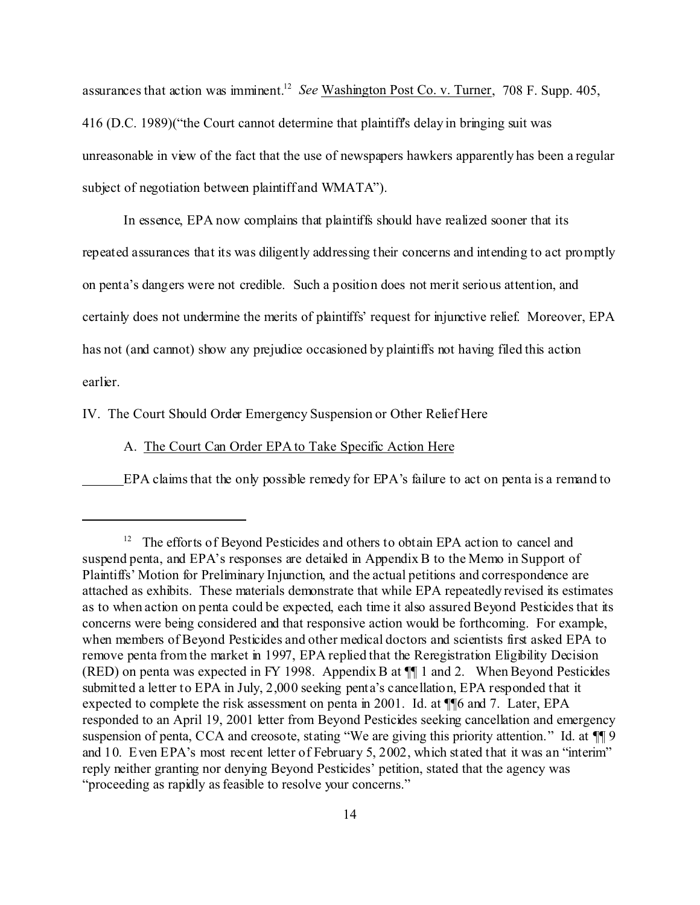assurances that action was imminent.[12] *See* Washington Post Co. v. Turner, 708 F. Supp. 405, 416 (D.C. 1989)("the Court cannot determine that plaintiff's delay in bringing suit was unreasonable in view of the fact that the use of newspapers hawkers apparently has been a regular subject of negotiation between plaintiff and WMATA").

In essence, EPA now complains that plaintiffs should have realized sooner that its repeated assurances that its was diligently addressing their concerns and intending to act promptly on penta's dangers were not credible. Such a position does not merit serious attention, and certainly does not undermine the merits of plaintiffs' request for injunctive relief. Moreover, EPA has not (and cannot) show any prejudice occasioned by plaintiffs not having filed this action earlier.

## IV. The Court Should Order Emergency Suspension or Other Relief Here

### A. The Court Can Order EPA to Take Specific Action Here

EPA claims that the only possible remedy for EPA's failure to act on penta is a remand to

---

[12] The efforts of Beyond Pesticides and others to obtain EPA action to cancel and suspend penta, and EPA's responses are detailed in Appendix B to the Memo in Support of Plaintiffs' Motion for Preliminary Injunction, and the actual petitions and correspondence are attached as exhibits. These materials demonstrate that while EPA repeatedly revised its estimates as to when action on penta could be expected, each time it also assured Beyond Pesticides that its concerns were being considered and that responsive action would be forthcoming. For example, when members of Beyond Pesticides and other medical doctors and scientists first asked EPA to remove penta from the market in 1997, EPA replied that the Reregistration Eligibility Decision (RED) on penta was expected in FY 1998. Appendix B at ¶¶ 1 and 2. When Beyond Pesticides submitted a letter to EPA in July, 2,000 seeking penta's cancellation, EPA responded that it expected to complete the risk assessment on penta in 2001. Id. at ¶¶6 and 7. Later, EPA responded to an April 19, 2001 letter from Beyond Pesticides seeking cancellation and emergency suspension of penta, CCA and creosote, stating "We are giving this priority attention." Id. at ¶¶ 9 and 10. Even EPA's most recent letter of February 5, 2002, which stated that it was an "interim" reply neither granting nor denying Beyond Pesticides' petition, stated that the agency was "proceeding as rapidly as feasible to resolve your concerns."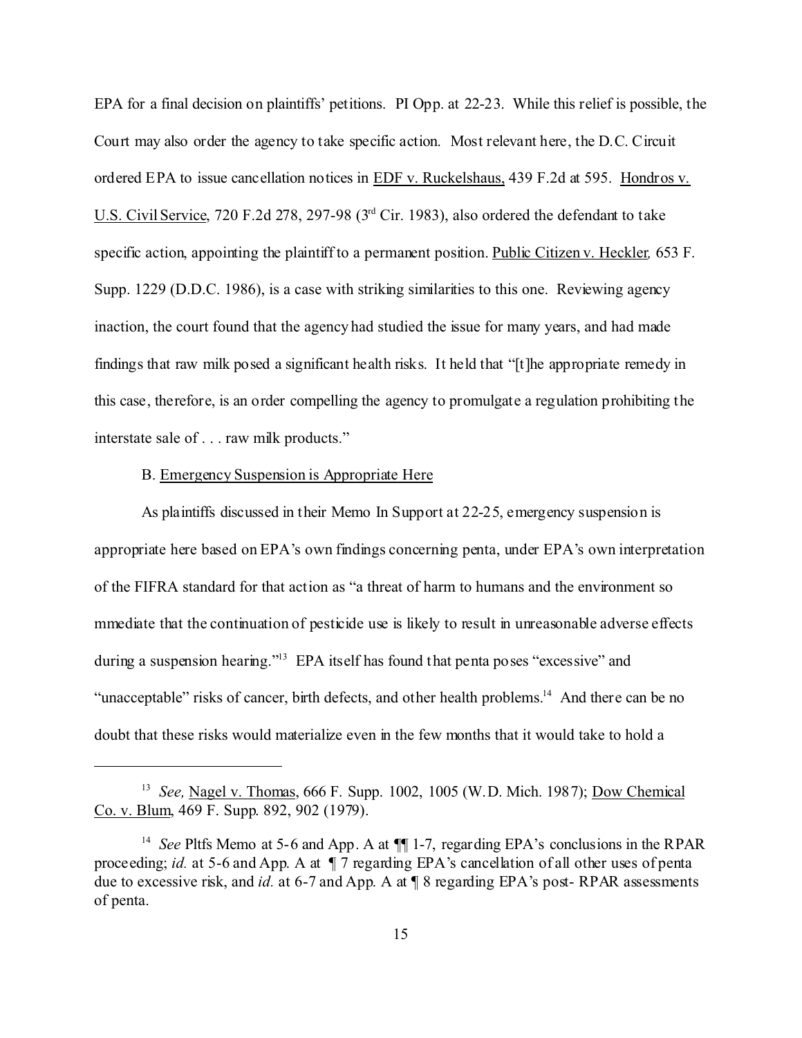EPA for a final decision on plaintiffs' petitions. PI Opp. at 22-23. While this relief is possible, the Court may also order the agency to take specific action. Most relevant here, the D.C. Circuit ordered EPA to issue cancellation notices in EDF v. Ruckelshaus, 439 F.2d at 595. Hondros v. U.S. Civil Service, 720 F.2d 278, 297-98 (3rd Cir. 1983), also ordered the defendant to take specific action, appointing the plaintiff to a permanent position. Public Citizen v. Heckler, 653 F. Supp. 1229 (D.D.C. 1986), is a case with striking similarities to this one. Reviewing agency inaction, the court found that the agency had studied the issue for many years, and had made findings that raw milk posed a significant health risks. It held that "[t]he appropriate remedy in this case, therefore, is an order compelling the agency to promulgate a regulation prohibiting the interstate sale of . . . raw milk products."

B. Emergency Suspension is Appropriate Here

As plaintiffs discussed in their Memo In Support at 22-25, emergency suspension is appropriate here based on EPA's own findings concerning penta, under EPA's own interpretation of the FIFRA standard for that action as "a threat of harm to humans and the environment so mmediate that the continuation of pesticide use is likely to result in unreasonable adverse effects during a suspension hearing."[13] EPA itself has found that penta poses "excessive" and "unacceptable" risks of cancer, birth defects, and other health problems.[14] And there can be no doubt that these risks would materialize even in the few months that it would take to hold a

---

[13] *See,* Nagel v. Thomas, 666 F. Supp. 1002, 1005 (W.D. Mich. 1987); Dow Chemical Co. v. Blum, 469 F. Supp. 892, 902 (1979).

[14] *See* Pltfs Memo at 5-6 and App. A at ¶¶ 1-7, regarding EPA's conclusions in the RPAR proceeding; *id.* at 5-6 and App. A at ¶ 7 regarding EPA's cancellation of all other uses of penta due to excessive risk, and *id.* at 6-7 and App. A at ¶ 8 regarding EPA's post- RPAR assessments of penta.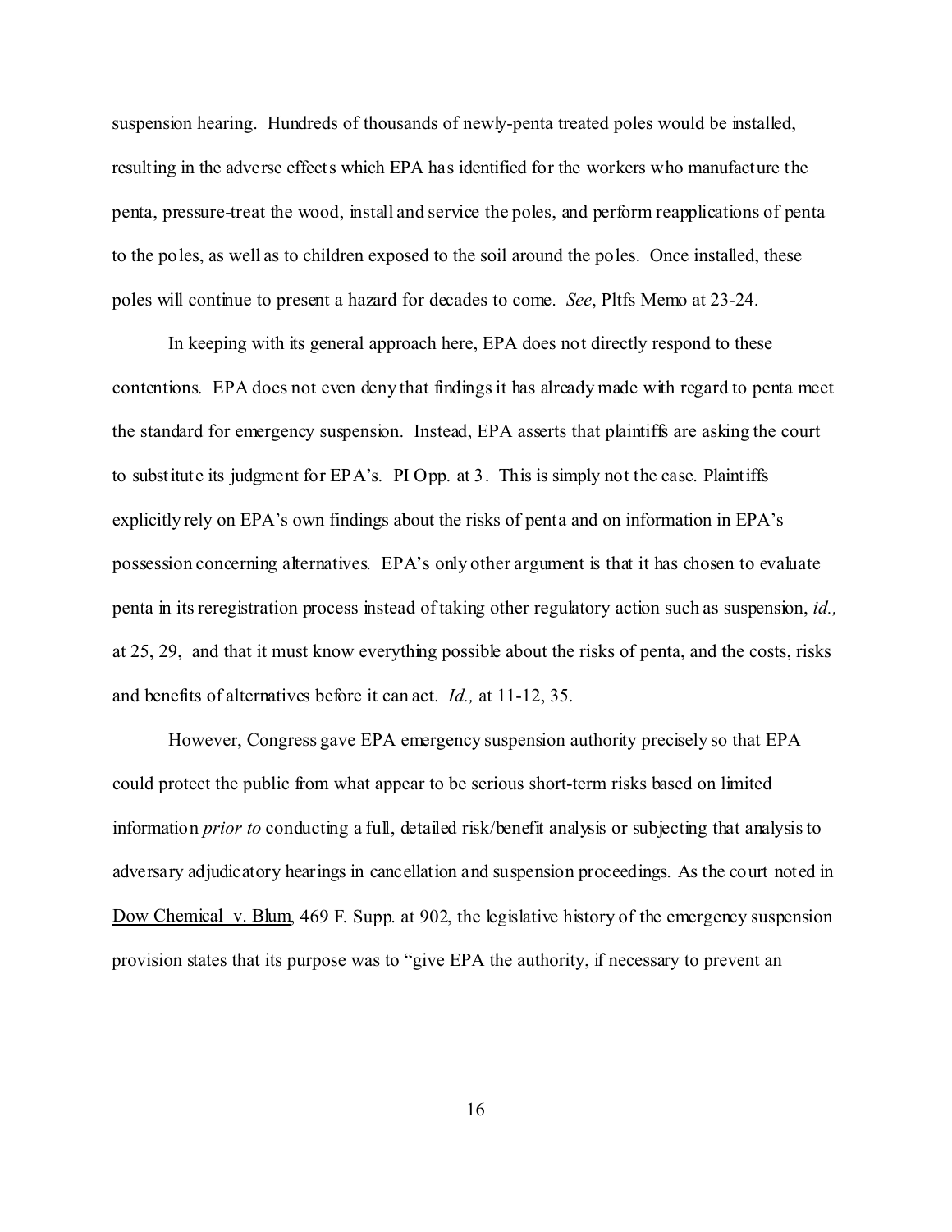suspension hearing. Hundreds of thousands of newly-penta treated poles would be installed, resulting in the adverse effects which EPA has identified for the workers who manufacture the penta, pressure-treat the wood, install and service the poles, and perform reapplications of penta to the poles, as well as to children exposed to the soil around the poles. Once installed, these poles will continue to present a hazard for decades to come. *See*, Pltfs Memo at 23-24.

In keeping with its general approach here, EPA does not directly respond to these contentions. EPA does not even deny that findings it has already made with regard to penta meet the standard for emergency suspension. Instead, EPA asserts that plaintiffs are asking the court to substitute its judgment for EPA's. PI Opp. at 3. This is simply not the case. Plaintiffs explicitly rely on EPA's own findings about the risks of penta and on information in EPA's possession concerning alternatives. EPA's only other argument is that it has chosen to evaluate penta in its reregistration process instead of taking other regulatory action such as suspension, *id.,* at 25, 29, and that it must know everything possible about the risks of penta, and the costs, risks and benefits of alternatives before it can act. *Id.,* at 11-12, 35.

However, Congress gave EPA emergency suspension authority precisely so that EPA could protect the public from what appear to be serious short-term risks based on limited information *prior to* conducting a full, detailed risk/benefit analysis or subjecting that analysis to adversary adjudicatory hearings in cancellation and suspension proceedings. As the court noted in Dow Chemical v. Blum, 469 F. Supp. at 902, the legislative history of the emergency suspension provision states that its purpose was to "give EPA the authority, if necessary to prevent an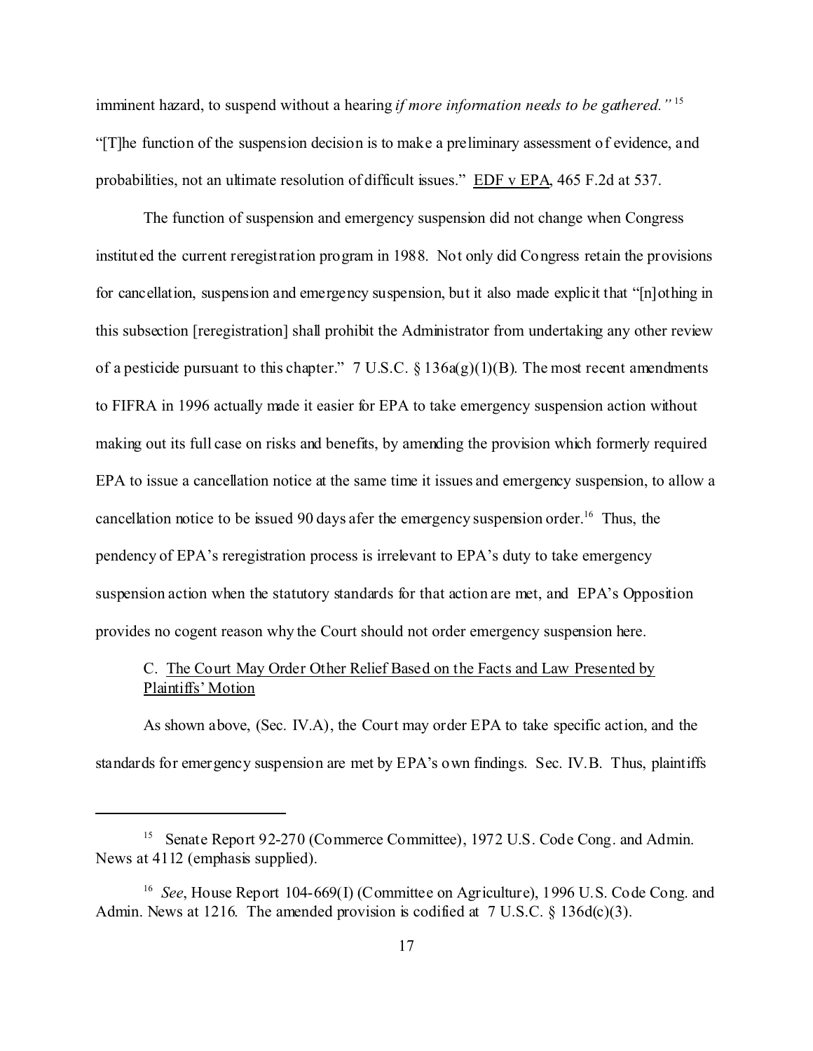imminent hazard, to suspend without a hearing *if more information needs to be gathered."* [15] "[T]he function of the suspension decision is to make a preliminary assessment of evidence, and probabilities, not an ultimate resolution of difficult issues." EDF v EPA, 465 F.2d at 537.

The function of suspension and emergency suspension did not change when Congress instituted the current reregistration program in 1988. Not only did Congress retain the provisions for cancellation, suspension and emergency suspension, but it also made explicit that "[n]othing in this subsection [reregistration] shall prohibit the Administrator from undertaking any other review of a pesticide pursuant to this chapter." 7 U.S.C. § 136a(g)(1)(B). The most recent amendments to FIFRA in 1996 actually made it easier for EPA to take emergency suspension action without making out its full case on risks and benefits, by amending the provision which formerly required EPA to issue a cancellation notice at the same time it issues and emergency suspension, to allow a cancellation notice to be issued 90 days afer the emergency suspension order.[16] Thus, the pendency of EPA's reregistration process is irrelevant to EPA's duty to take emergency suspension action when the statutory standards for that action are met, and EPA's Opposition provides no cogent reason why the Court should not order emergency suspension here.

C. The Court May Order Other Relief Based on the Facts and Law Presented by Plaintiffs' Motion

As shown above, (Sec. IV.A), the Court may order EPA to take specific action, and the standards for emergency suspension are met by EPA's own findings. Sec. IV.B. Thus, plaintiffs

---

[15] Senate Report 92-270 (Commerce Committee), 1972 U.S. Code Cong. and Admin. News at 4112 (emphasis supplied).

[16] *See*, House Report 104-669(I) (Committee on Agriculture), 1996 U.S. Code Cong. and Admin. News at 1216. The amended provision is codified at 7 U.S.C. § 136d(c)(3).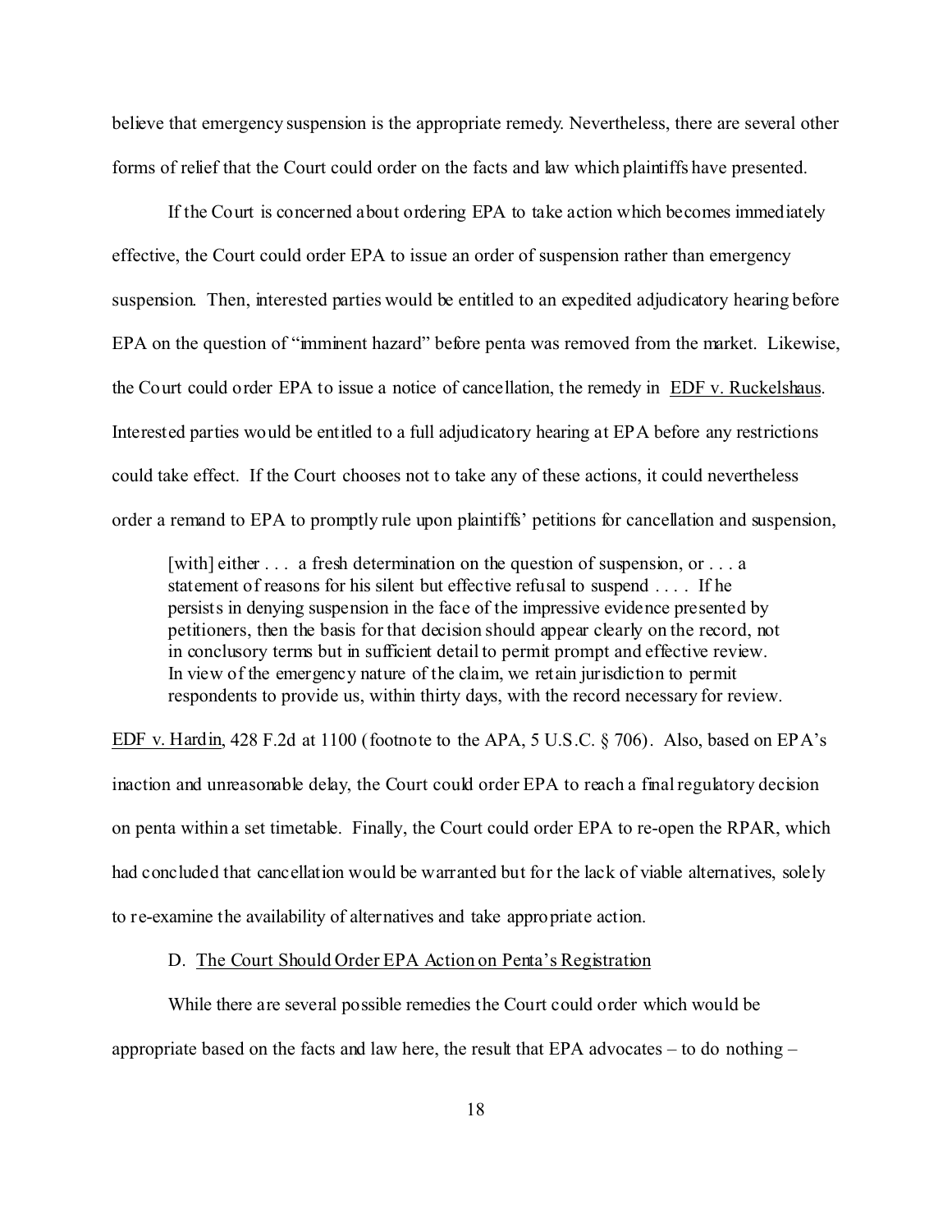believe that emergency suspension is the appropriate remedy. Nevertheless, there are several other forms of relief that the Court could order on the facts and law which plaintiffs have presented.

If the Court is concerned about ordering EPA to take action which becomes immediately effective, the Court could order EPA to issue an order of suspension rather than emergency suspension. Then, interested parties would be entitled to an expedited adjudicatory hearing before EPA on the question of "imminent hazard" before penta was removed from the market. Likewise, the Court could order EPA to issue a notice of cancellation, the remedy in <u>EDF v. Ruckelshaus</u>. Interested parties would be entitled to a full adjudicatory hearing at EPA before any restrictions could take effect. If the Court chooses not to take any of these actions, it could nevertheless order a remand to EPA to promptly rule upon plaintiffs' petitions for cancellation and suspension,

> [with] either . . . a fresh determination on the question of suspension, or . . . a statement of reasons for his silent but effective refusal to suspend . . . . If he persists in denying suspension in the face of the impressive evidence presented by petitioners, then the basis for that decision should appear clearly on the record, not in conclusory terms but in sufficient detail to permit prompt and effective review. In view of the emergency nature of the claim, we retain jurisdiction to permit respondents to provide us, within thirty days, with the record necessary for review.

<u>EDF v. Hardin</u>, 428 F.2d at 1100 (footnote to the APA, 5 U.S.C. § 706). Also, based on EPA's inaction and unreasonable delay, the Court could order EPA to reach a final regulatory decision on penta within a set timetable. Finally, the Court could order EPA to re-open the RPAR, which had concluded that cancellation would be warranted but for the lack of viable alternatives, solely to re-examine the availability of alternatives and take appropriate action.

### D. <u>The Court Should Order EPA Action on Penta's Registration</u>

While there are several possible remedies the Court could order which would be appropriate based on the facts and law here, the result that EPA advocates – to do nothing –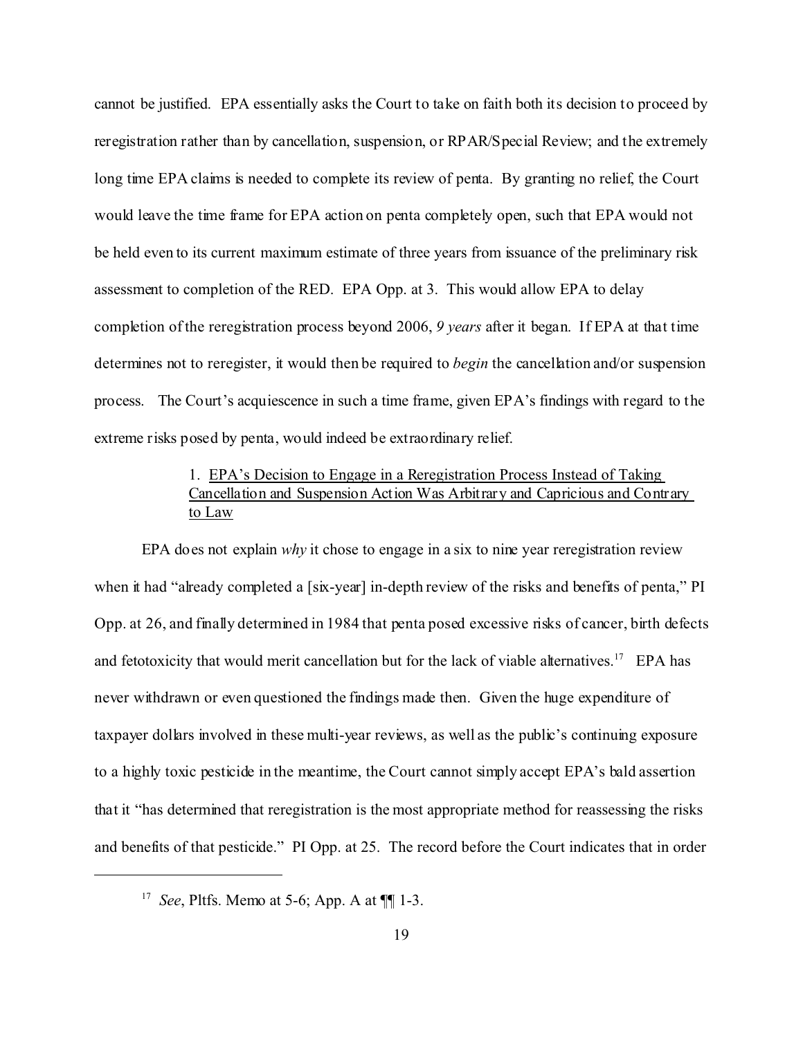cannot be justified. EPA essentially asks the Court to take on faith both its decision to proceed by reregistration rather than by cancellation, suspension, or RPAR/Special Review; and the extremely long time EPA claims is needed to complete its review of penta. By granting no relief, the Court would leave the time frame for EPA action on penta completely open, such that EPA would not be held even to its current maximum estimate of three years from issuance of the preliminary risk assessment to completion of the RED. EPA Opp. at 3. This would allow EPA to delay completion of the reregistration process beyond 2006, *9 years* after it began. If EPA at that time determines not to reregister, it would then be required to *begin* the cancellation and/or suspension process. The Court's acquiescence in such a time frame, given EPA's findings with regard to the extreme risks posed by penta, would indeed be extraordinary relief.

1. <u>EPA's Decision to Engage in a Reregistration Process Instead of Taking Cancellation and Suspension Action Was Arbitrary and Capricious and Contrary to Law</u>

EPA does not explain *why* it chose to engage in a six to nine year reregistration review when it had "already completed a [six-year] in-depth review of the risks and benefits of penta," PI Opp. at 26, and finally determined in 1984 that penta posed excessive risks of cancer, birth defects and fetotoxicity that would merit cancellation but for the lack of viable alternatives.[17] EPA has never withdrawn or even questioned the findings made then. Given the huge expenditure of taxpayer dollars involved in these multi-year reviews, as well as the public's continuing exposure to a highly toxic pesticide in the meantime, the Court cannot simply accept EPA's bald assertion that it "has determined that reregistration is the most appropriate method for reassessing the risks and benefits of that pesticide." PI Opp. at 25. The record before the Court indicates that in order

[17] *See*, Pltfs. Memo at 5-6; App. A at ¶¶ 1-3.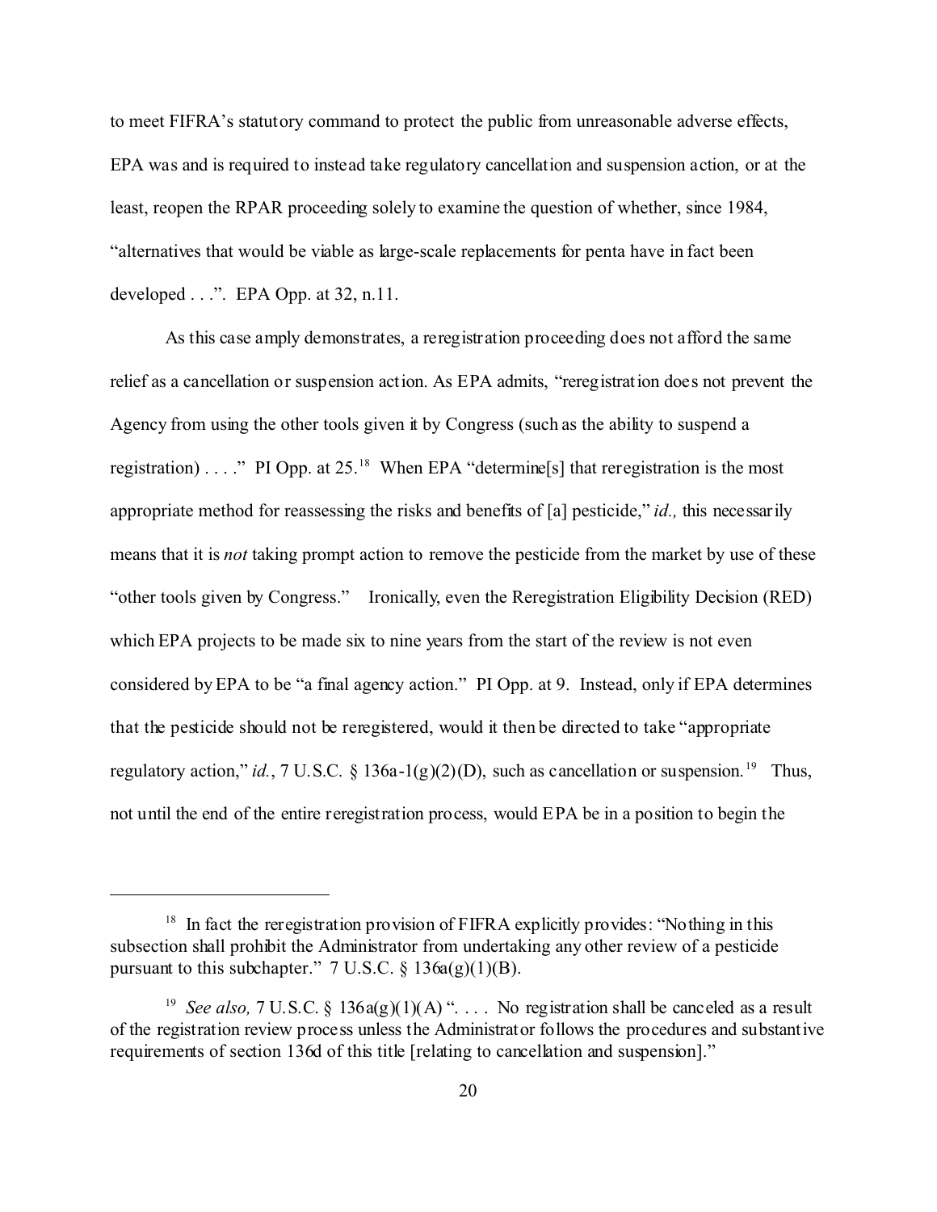to meet FIFRA's statutory command to protect the public from unreasonable adverse effects, EPA was and is required to instead take regulatory cancellation and suspension action, or at the least, reopen the RPAR proceeding solely to examine the question of whether, since 1984, "alternatives that would be viable as large-scale replacements for penta have in fact been developed . . .". EPA Opp. at 32, n.11.

As this case amply demonstrates, a reregistration proceeding does not afford the same relief as a cancellation or suspension action. As EPA admits, "reregistration does not prevent the Agency from using the other tools given it by Congress (such as the ability to suspend a registration) . . . ." PI Opp. at 25.[18] When EPA "determine[s] that reregistration is the most appropriate method for reassessing the risks and benefits of [a] pesticide," *id.,* this necessarily means that it is *not* taking prompt action to remove the pesticide from the market by use of these "other tools given by Congress." Ironically, even the Reregistration Eligibility Decision (RED) which EPA projects to be made six to nine years from the start of the review is not even considered by EPA to be "a final agency action." PI Opp. at 9. Instead, only if EPA determines that the pesticide should not be reregistered, would it then be directed to take "appropriate regulatory action," *id.*, 7 U.S.C. § 136a-1(g)(2)(D), such as cancellation or suspension.[19] Thus, not until the end of the entire reregistration process, would EPA be in a position to begin the

---

[18] In fact the reregistration provision of FIFRA explicitly provides: "Nothing in this subsection shall prohibit the Administrator from undertaking any other review of a pesticide pursuant to this subchapter." 7 U.S.C. § 136a(g)(1)(B).

[19] *See also,* 7 U.S.C. § 136a(g)(1)(A) ". . . . No registration shall be canceled as a result of the registration review process unless the Administrator follows the procedures and substantive requirements of section 136d of this title [relating to cancellation and suspension]."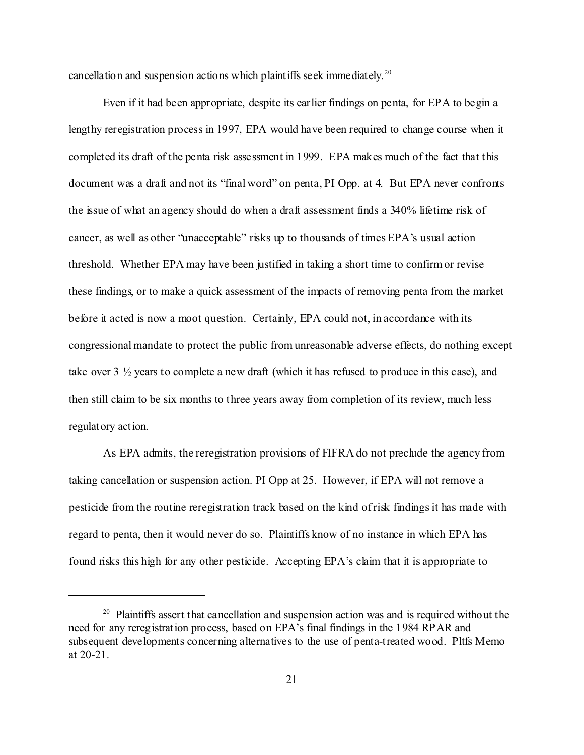cancellation and suspension actions which plaintiffs seek immediately.[20]

Even if it had been appropriate, despite its earlier findings on penta, for EPA to begin a lengthy reregistration process in 1997, EPA would have been required to change course when it completed its draft of the penta risk assessment in 1999. EPA makes much of the fact that this document was a draft and not its "final word" on penta, PI Opp. at 4. But EPA never confronts the issue of what an agency should do when a draft assessment finds a 340% lifetime risk of cancer, as well as other "unacceptable" risks up to thousands of times EPA's usual action threshold. Whether EPA may have been justified in taking a short time to confirm or revise these findings, or to make a quick assessment of the impacts of removing penta from the market before it acted is now a moot question. Certainly, EPA could not, in accordance with its congressional mandate to protect the public from unreasonable adverse effects, do nothing except take over 3 ½ years to complete a new draft (which it has refused to produce in this case), and then still claim to be six months to three years away from completion of its review, much less regulatory action.

As EPA admits, the reregistration provisions of FIFRA do not preclude the agency from taking cancellation or suspension action. PI Opp at 25. However, if EPA will not remove a pesticide from the routine reregistration track based on the kind of risk findings it has made with regard to penta, then it would never do so. Plaintiffs know of no instance in which EPA has found risks this high for any other pesticide. Accepting EPA's claim that it is appropriate to

[20] Plaintiffs assert that cancellation and suspension action was and is required without the need for any reregistration process, based on EPA's final findings in the 1984 RPAR and subsequent developments concerning alternatives to the use of penta-treated wood. Pltfs Memo at 20-21.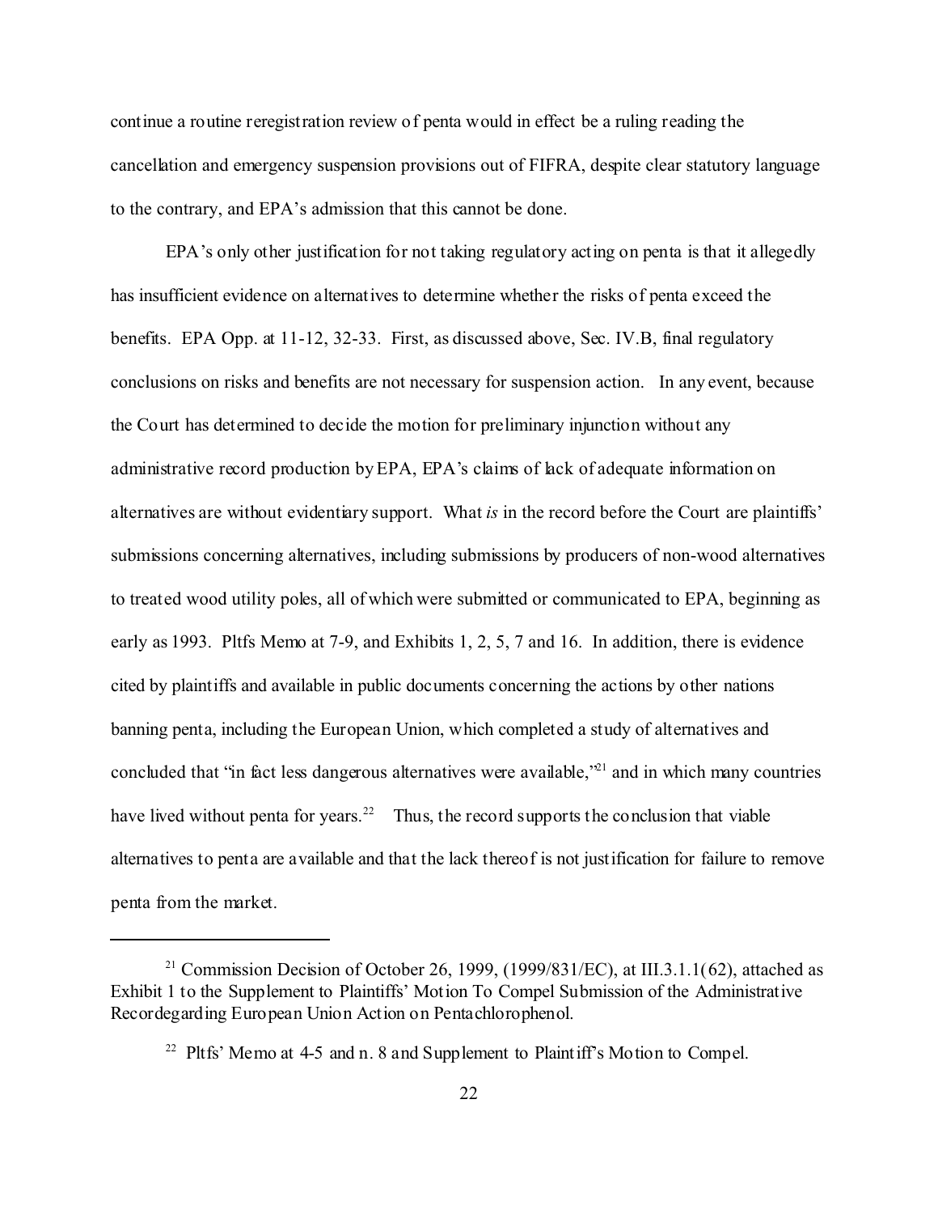continue a routine reregistration review of penta would in effect be a ruling reading the cancellation and emergency suspension provisions out of FIFRA, despite clear statutory language to the contrary, and EPA's admission that this cannot be done.

EPA's only other justification for not taking regulatory acting on penta is that it allegedly has insufficient evidence on alternatives to determine whether the risks of penta exceed the benefits. EPA Opp. at 11-12, 32-33. First, as discussed above, Sec. IV.B, final regulatory conclusions on risks and benefits are not necessary for suspension action. In any event, because the Court has determined to decide the motion for preliminary injunction without any administrative record production by EPA, EPA's claims of lack of adequate information on alternatives are without evidentiary support. What *is* in the record before the Court are plaintiffs' submissions concerning alternatives, including submissions by producers of non-wood alternatives to treated wood utility poles, all of which were submitted or communicated to EPA, beginning as early as 1993. Pltfs Memo at 7-9, and Exhibits 1, 2, 5, 7 and 16. In addition, there is evidence cited by plaintiffs and available in public documents concerning the actions by other nations banning penta, including the European Union, which completed a study of alternatives and concluded that "in fact less dangerous alternatives were available,"[21] and in which many countries have lived without penta for years.[22] Thus, the record supports the conclusion that viable alternatives to penta are available and that the lack thereof is not justification for failure to remove penta from the market.

---

[21] Commission Decision of October 26, 1999, (1999/831/EC), at III.3.1.1(62), attached as Exhibit 1 to the Supplement to Plaintiffs' Motion To Compel Submission of the Administrative Recordegarding European Union Action on Pentachlorophenol.

[22] Pltfs' Memo at 4-5 and n. 8 and Supplement to Plaintiff's Motion to Compel.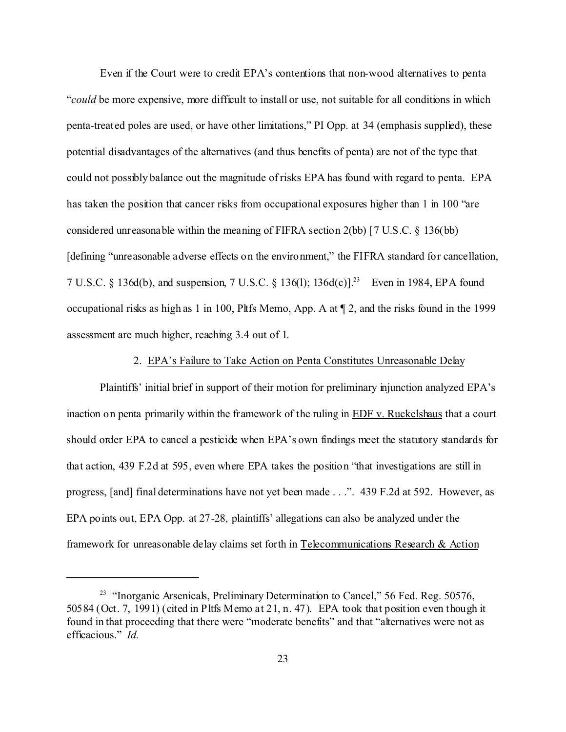Even if the Court were to credit EPA's contentions that non-wood alternatives to penta "*could* be more expensive, more difficult to install or use, not suitable for all conditions in which penta-treated poles are used, or have other limitations," PI Opp. at 34 (emphasis supplied), these potential disadvantages of the alternatives (and thus benefits of penta) are not of the type that could not possibly balance out the magnitude of risks EPA has found with regard to penta. EPA has taken the position that cancer risks from occupational exposures higher than 1 in 100 "are considered unreasonable within the meaning of FIFRA section 2(bb) [7 U.S.C. § 136(bb) [defining "unreasonable adverse effects on the environment," the FIFRA standard for cancellation, 7 U.S.C. § 136d(b), and suspension, 7 U.S.C. § 136(l); 136d(c)].[23] Even in 1984, EPA found occupational risks as high as 1 in 100, Pltfs Memo, App. A at ¶ 2, and the risks found in the 1999 assessment are much higher, reaching 3.4 out of 1.

2. EPA's Failure to Take Action on Penta Constitutes Unreasonable Delay

Plaintiffs' initial brief in support of their motion for preliminary injunction analyzed EPA's inaction on penta primarily within the framework of the ruling in EDF v. Ruckelshaus that a court should order EPA to cancel a pesticide when EPA's own findings meet the statutory standards for that action, 439 F.2d at 595, even where EPA takes the position "that investigations are still in progress, [and] final determinations have not yet been made . . .". 439 F.2d at 592. However, as EPA points out, EPA Opp. at 27-28, plaintiffs' allegations can also be analyzed under the framework for unreasonable delay claims set forth in Telecommunications Research & Action

[23] "Inorganic Arsenicals, Preliminary Determination to Cancel," 56 Fed. Reg. 50576, 50584 (Oct. 7, 1991) (cited in Pltfs Memo at 21, n. 47). EPA took that position even though it found in that proceeding that there were "moderate benefits" and that "alternatives were not as efficacious." *Id.*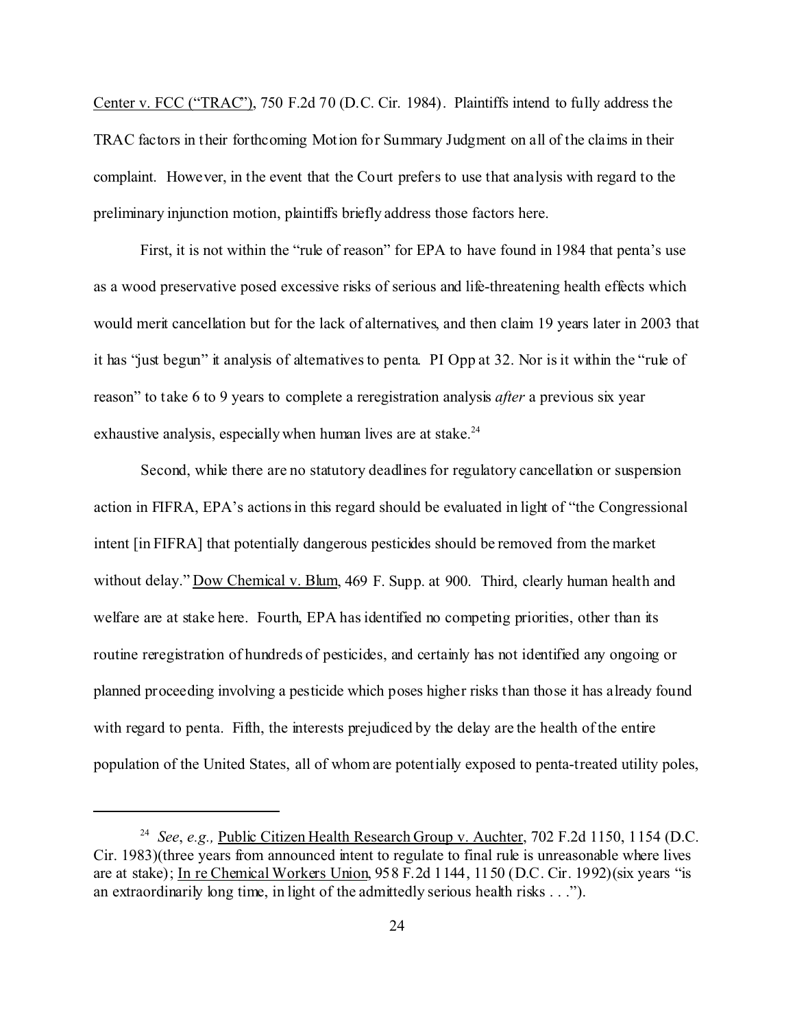Center v. FCC ("TRAC"), 750 F.2d 70 (D.C. Cir. 1984). Plaintiffs intend to fully address the TRAC factors in their forthcoming Motion for Summary Judgment on all of the claims in their complaint. However, in the event that the Court prefers to use that analysis with regard to the preliminary injunction motion, plaintiffs briefly address those factors here.

First, it is not within the "rule of reason" for EPA to have found in 1984 that penta's use as a wood preservative posed excessive risks of serious and life-threatening health effects which would merit cancellation but for the lack of alternatives, and then claim 19 years later in 2003 that it has "just begun" it analysis of alternatives to penta. PI Opp at 32. Nor is it within the "rule of reason" to take 6 to 9 years to complete a reregistration analysis *after* a previous six year exhaustive analysis, especially when human lives are at stake.[24]

Second, while there are no statutory deadlines for regulatory cancellation or suspension action in FIFRA, EPA's actions in this regard should be evaluated in light of "the Congressional intent [in FIFRA] that potentially dangerous pesticides should be removed from the market without delay." Dow Chemical v. Blum, 469 F. Supp. at 900. Third, clearly human health and welfare are at stake here. Fourth, EPA has identified no competing priorities, other than its routine reregistration of hundreds of pesticides, and certainly has not identified any ongoing or planned proceeding involving a pesticide which poses higher risks than those it has already found with regard to penta. Fifth, the interests prejudiced by the delay are the health of the entire population of the United States, all of whom are potentially exposed to penta-treated utility poles,

---

[24] *See*, *e.g.,* Public Citizen Health Research Group v. Auchter, 702 F.2d 1150, 1154 (D.C. Cir. 1983)(three years from announced intent to regulate to final rule is unreasonable where lives are at stake); In re Chemical Workers Union, 958 F.2d 1144, 1150 (D.C. Cir. 1992)(six years "is an extraordinarily long time, in light of the admittedly serious health risks . . .").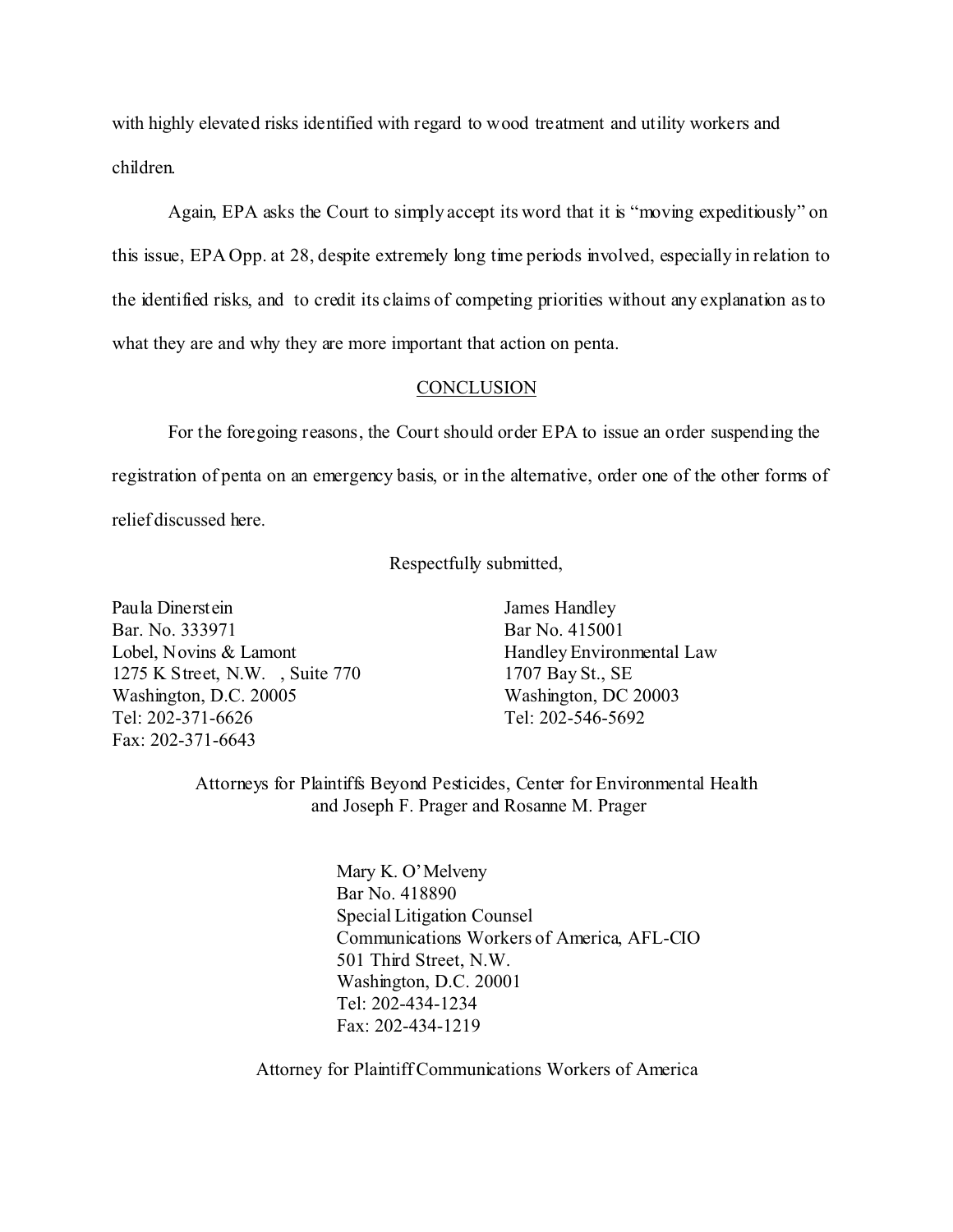with highly elevated risks identified with regard to wood treatment and utility workers and children.

Again, EPA asks the Court to simply accept its word that it is "moving expeditiously" on this issue, EPA Opp. at 28, despite extremely long time periods involved, especially in relation to the identified risks, and to credit its claims of competing priorities without any explanation as to what they are and why they are more important that action on penta.

## CONCLUSION

For the foregoing reasons, the Court should order EPA to issue an order suspending the registration of penta on an emergency basis, or in the alternative, order one of the other forms of relief discussed here.

Respectfully submitted,

Paula Dinerstein
Bar. No. 333971
Lobel, Novins & Lamont
1275 K Street, N.W. , Suite 770
Washington, D.C. 20005
Tel: 202-371-6626
Fax: 202-371-6643

James Handley
Bar No. 415001
Handley Environmental Law
1707 Bay St., SE
Washington, DC 20003
Tel: 202-546-5692

Attorneys for Plaintiffs Beyond Pesticides, Center for Environmental Health and Joseph F. Prager and Rosanne M. Prager

Mary K. O'Melveny
Bar No. 418890
Special Litigation Counsel
Communications Workers of America, AFL-CIO
501 Third Street, N.W.
Washington, D.C. 20001
Tel: 202-434-1234
Fax: 202-434-1219

Attorney for Plaintiff Communications Workers of America